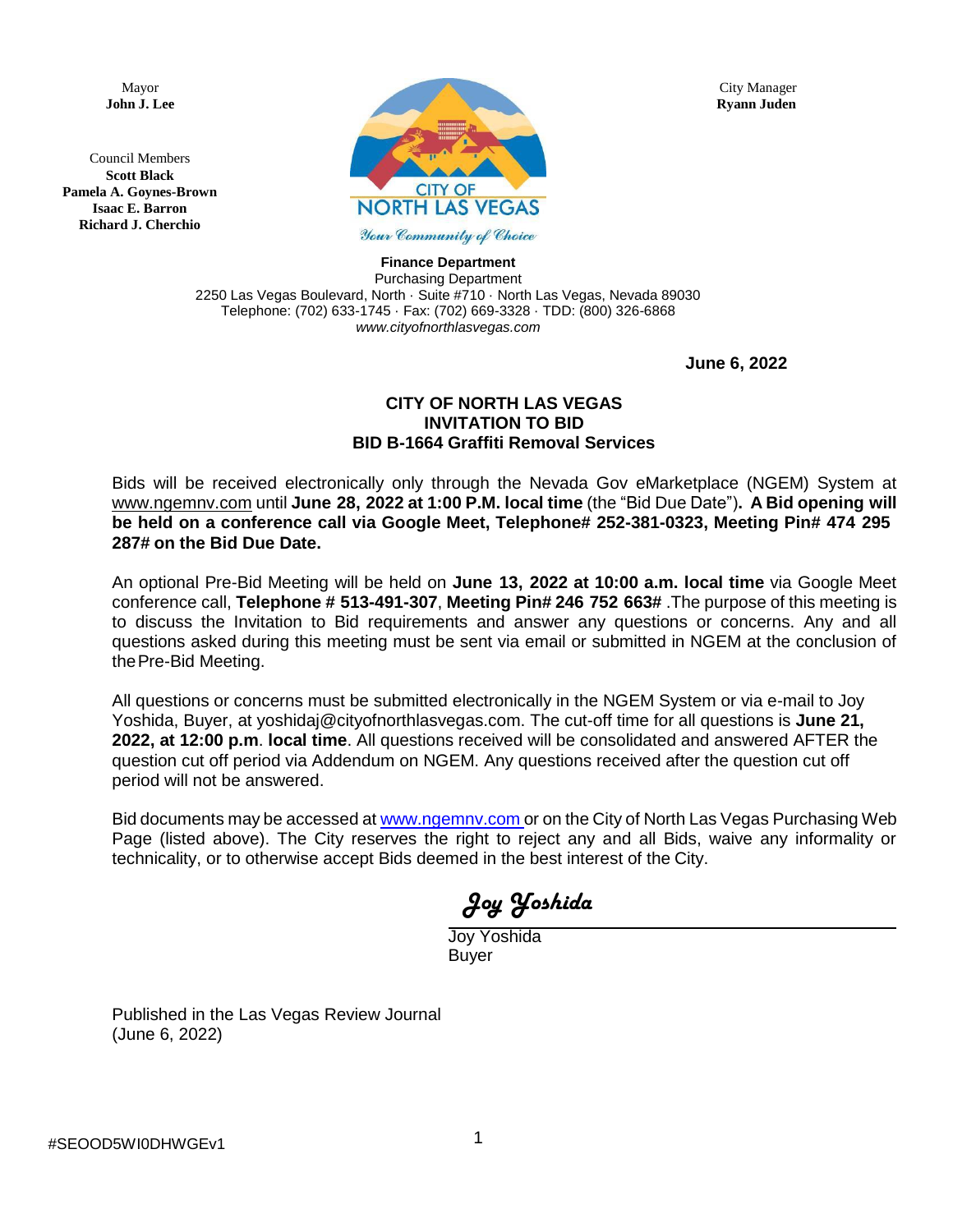Mayor
**John J. Lee**

Council Members
**Scott Black**
**Pamela A. Goynes-Brown**
**Isaac E. Barron**
**Richard J. Cherchio**

City Manager
**Ryann Juden**

CITY OF NORTH LAS VEGAS
*Your Community of Choice*

**Finance Department**
Purchasing Department
2250 Las Vegas Boulevard, North · Suite #710 · North Las Vegas, Nevada 89030
Telephone: (702) 633-1745 · Fax: (702) 669-3328 · TDD: (800) 326-6868
*www.cityofnorthlasvegas.com*

**June 6, 2022**

**CITY OF NORTH LAS VEGAS**
**INVITATION TO BID**
**BID B-1664 Graffiti Removal Services**

Bids will be received electronically only through the Nevada Gov eMarketplace (NGEM) System at www.ngemnv.com until **June 28, 2022 at 1:00 P.M. local time** (the "Bid Due Date")**. A Bid opening will be held on a conference call via Google Meet, Telephone# 252-381-0323, Meeting Pin# 474 295 287# on the Bid Due Date.**

An optional Pre-Bid Meeting will be held on **June 13, 2022 at 10:00 a.m. local time** via Google Meet conference call, **Telephone # 513-491-307**, **Meeting Pin# 246 752 663#** .The purpose of this meeting is to discuss the Invitation to Bid requirements and answer any questions or concerns. Any and all questions asked during this meeting must be sent via email or submitted in NGEM at the conclusion of the Pre-Bid Meeting.

All questions or concerns must be submitted electronically in the NGEM System or via e-mail to Joy Yoshida, Buyer, at yoshidaj@cityofnorthlasvegas.com. The cut-off time for all questions is **June 21, 2022, at 12:00 p.m**. **local time**. All questions received will be consolidated and answered AFTER the question cut off period via Addendum on NGEM. Any questions received after the question cut off period will not be answered.

Bid documents may be accessed at www.ngemnv.com or on the City of North Las Vegas Purchasing Web Page (listed above). The City reserves the right to reject any and all Bids, waive any informality or technicality, or to otherwise accept Bids deemed in the best interest of the City.

*Joy Yoshida*

Joy Yoshida
Buyer

Published in the Las Vegas Review Journal
(June 6, 2022)

#SEOOD5WI0DHWGEv1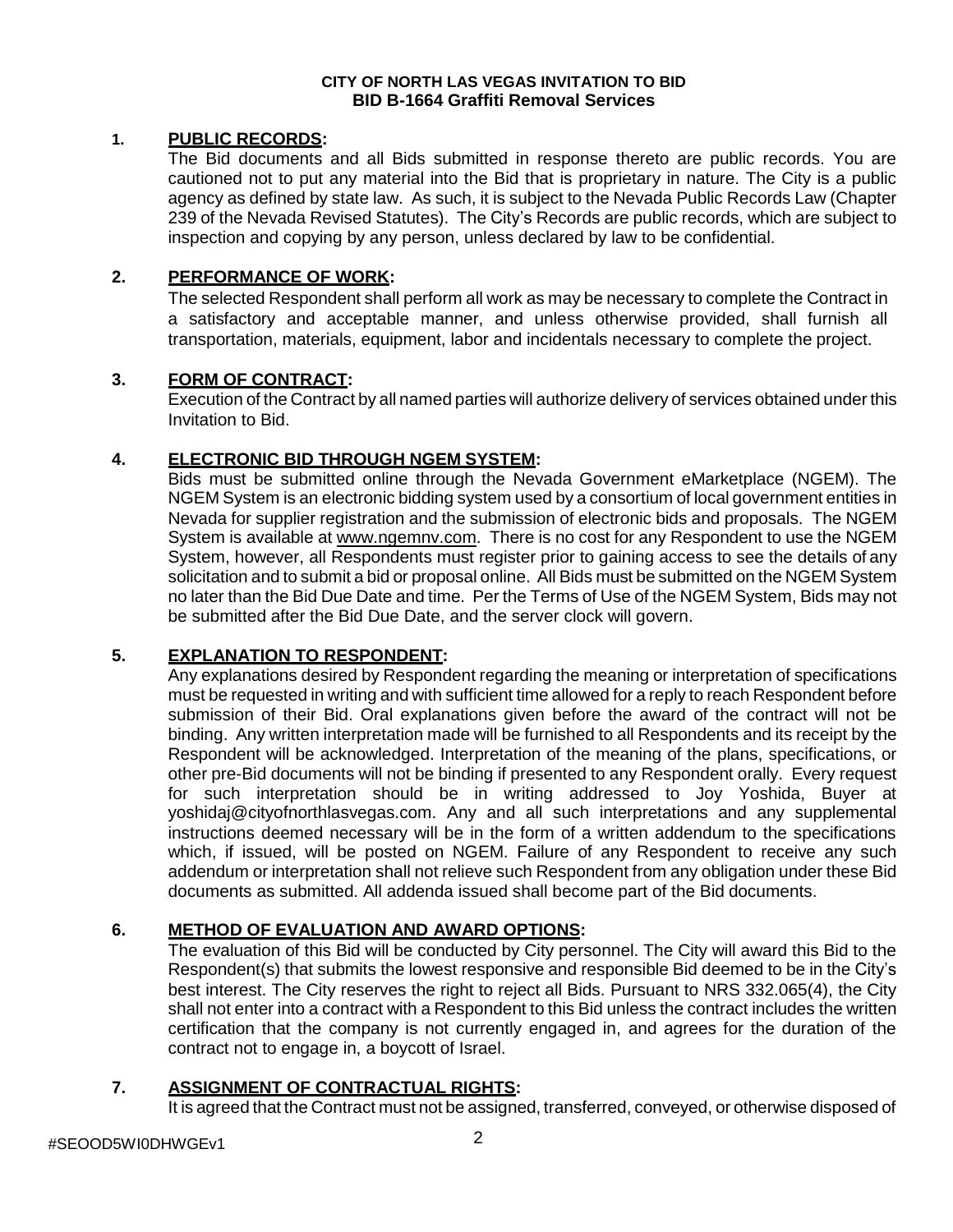**CITY OF NORTH LAS VEGAS INVITATION TO BID**
**BID B-1664 Graffiti Removal Services**

1. **PUBLIC RECORDS:**
The Bid documents and all Bids submitted in response thereto are public records. You are cautioned not to put any material into the Bid that is proprietary in nature. The City is a public agency as defined by state law. As such, it is subject to the Nevada Public Records Law (Chapter 239 of the Nevada Revised Statutes). The City's Records are public records, which are subject to inspection and copying by any person, unless declared by law to be confidential.

2. **PERFORMANCE OF WORK:**
The selected Respondent shall perform all work as may be necessary to complete the Contract in a satisfactory and acceptable manner, and unless otherwise provided, shall furnish all transportation, materials, equipment, labor and incidentals necessary to complete the project.

3. **FORM OF CONTRACT:**
Execution of the Contract by all named parties will authorize delivery of services obtained under this Invitation to Bid.

4. **ELECTRONIC BID THROUGH NGEM SYSTEM:**
Bids must be submitted online through the Nevada Government eMarketplace (NGEM). The NGEM System is an electronic bidding system used by a consortium of local government entities in Nevada for supplier registration and the submission of electronic bids and proposals. The NGEM System is available at www.ngemnv.com. There is no cost for any Respondent to use the NGEM System, however, all Respondents must register prior to gaining access to see the details of any solicitation and to submit a bid or proposal online. All Bids must be submitted on the NGEM System no later than the Bid Due Date and time. Per the Terms of Use of the NGEM System, Bids may not be submitted after the Bid Due Date, and the server clock will govern.

5. **EXPLANATION TO RESPONDENT:**
Any explanations desired by Respondent regarding the meaning or interpretation of specifications must be requested in writing and with sufficient time allowed for a reply to reach Respondent before submission of their Bid. Oral explanations given before the award of the contract will not be binding. Any written interpretation made will be furnished to all Respondents and its receipt by the Respondent will be acknowledged. Interpretation of the meaning of the plans, specifications, or other pre-Bid documents will not be binding if presented to any Respondent orally. Every request for such interpretation should be in writing addressed to Joy Yoshida, Buyer at yoshidaj@cityofnorthlasvegas.com. Any and all such interpretations and any supplemental instructions deemed necessary will be in the form of a written addendum to the specifications which, if issued, will be posted on NGEM. Failure of any Respondent to receive any such addendum or interpretation shall not relieve such Respondent from any obligation under these Bid documents as submitted. All addenda issued shall become part of the Bid documents.

6. **METHOD OF EVALUATION AND AWARD OPTIONS:**
The evaluation of this Bid will be conducted by City personnel. The City will award this Bid to the Respondent(s) that submits the lowest responsive and responsible Bid deemed to be in the City's best interest. The City reserves the right to reject all Bids. Pursuant to NRS 332.065(4), the City shall not enter into a contract with a Respondent to this Bid unless the contract includes the written certification that the company is not currently engaged in, and agrees for the duration of the contract not to engage in, a boycott of Israel.

7. **ASSIGNMENT OF CONTRACTUAL RIGHTS:**
It is agreed that the Contract must not be assigned, transferred, conveyed, or otherwise disposed of

#SEOOD5WI0DHWGEv1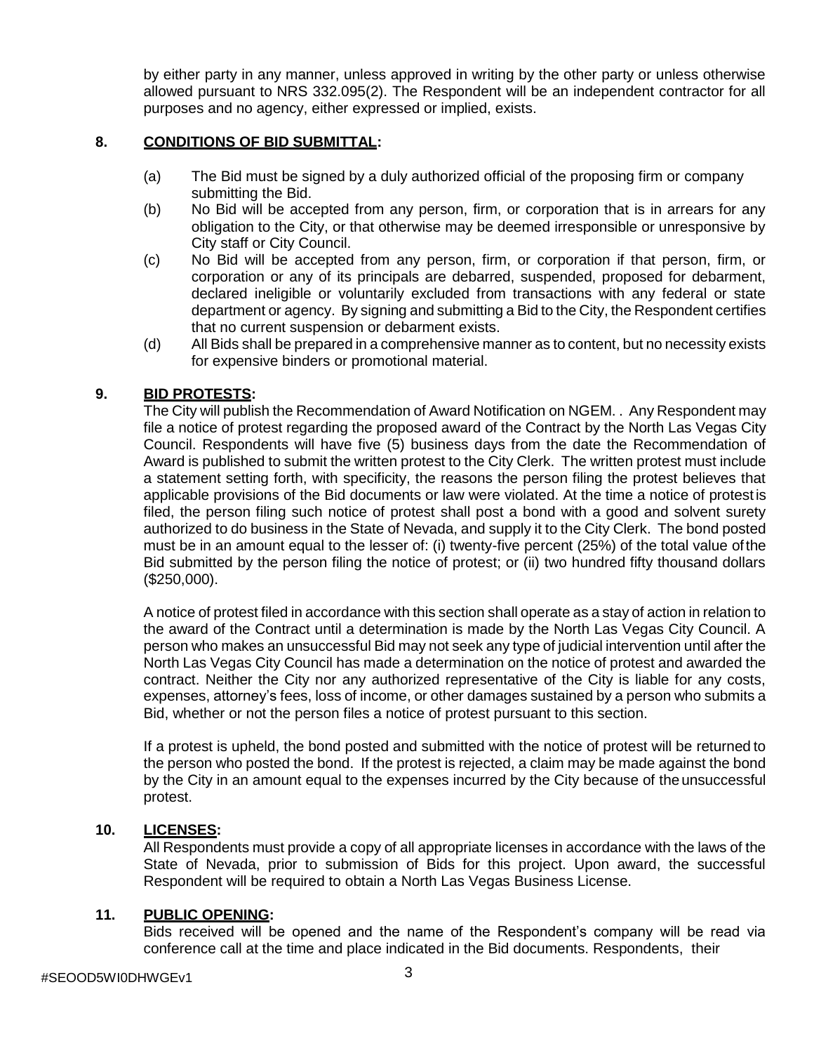by either party in any manner, unless approved in writing by the other party or unless otherwise allowed pursuant to NRS 332.095(2). The Respondent will be an independent contractor for all purposes and no agency, either expressed or implied, exists.

**8. <u>CONDITIONS OF BID SUBMITTAL</u>:**

(a) The Bid must be signed by a duly authorized official of the proposing firm or company submitting the Bid.

(b) No Bid will be accepted from any person, firm, or corporation that is in arrears for any obligation to the City, or that otherwise may be deemed irresponsible or unresponsive by City staff or City Council.

(c) No Bid will be accepted from any person, firm, or corporation if that person, firm, or corporation or any of its principals are debarred, suspended, proposed for debarment, declared ineligible or voluntarily excluded from transactions with any federal or state department or agency. By signing and submitting a Bid to the City, the Respondent certifies that no current suspension or debarment exists.

(d) All Bids shall be prepared in a comprehensive manner as to content, but no necessity exists for expensive binders or promotional material.

**9. <u>BID PROTESTS</u>:**

The City will publish the Recommendation of Award Notification on NGEM. . Any Respondent may file a notice of protest regarding the proposed award of the Contract by the North Las Vegas City Council. Respondents will have five (5) business days from the date the Recommendation of Award is published to submit the written protest to the City Clerk. The written protest must include a statement setting forth, with specificity, the reasons the person filing the protest believes that applicable provisions of the Bid documents or law were violated. At the time a notice of protest is filed, the person filing such notice of protest shall post a bond with a good and solvent surety authorized to do business in the State of Nevada, and supply it to the City Clerk. The bond posted must be in an amount equal to the lesser of: (i) twenty-five percent (25%) of the total value of the Bid submitted by the person filing the notice of protest; or (ii) two hundred fifty thousand dollars ($250,000).

A notice of protest filed in accordance with this section shall operate as a stay of action in relation to the award of the Contract until a determination is made by the North Las Vegas City Council. A person who makes an unsuccessful Bid may not seek any type of judicial intervention until after the North Las Vegas City Council has made a determination on the notice of protest and awarded the contract. Neither the City nor any authorized representative of the City is liable for any costs, expenses, attorney's fees, loss of income, or other damages sustained by a person who submits a Bid, whether or not the person files a notice of protest pursuant to this section.

If a protest is upheld, the bond posted and submitted with the notice of protest will be returned to the person who posted the bond. If the protest is rejected, a claim may be made against the bond by the City in an amount equal to the expenses incurred by the City because of the unsuccessful protest.

**10. <u>LICENSES</u>:**

All Respondents must provide a copy of all appropriate licenses in accordance with the laws of the State of Nevada, prior to submission of Bids for this project. Upon award, the successful Respondent will be required to obtain a North Las Vegas Business License.

**11. <u>PUBLIC OPENING</u>:**

Bids received will be opened and the name of the Respondent's company will be read via conference call at the time and place indicated in the Bid documents. Respondents, their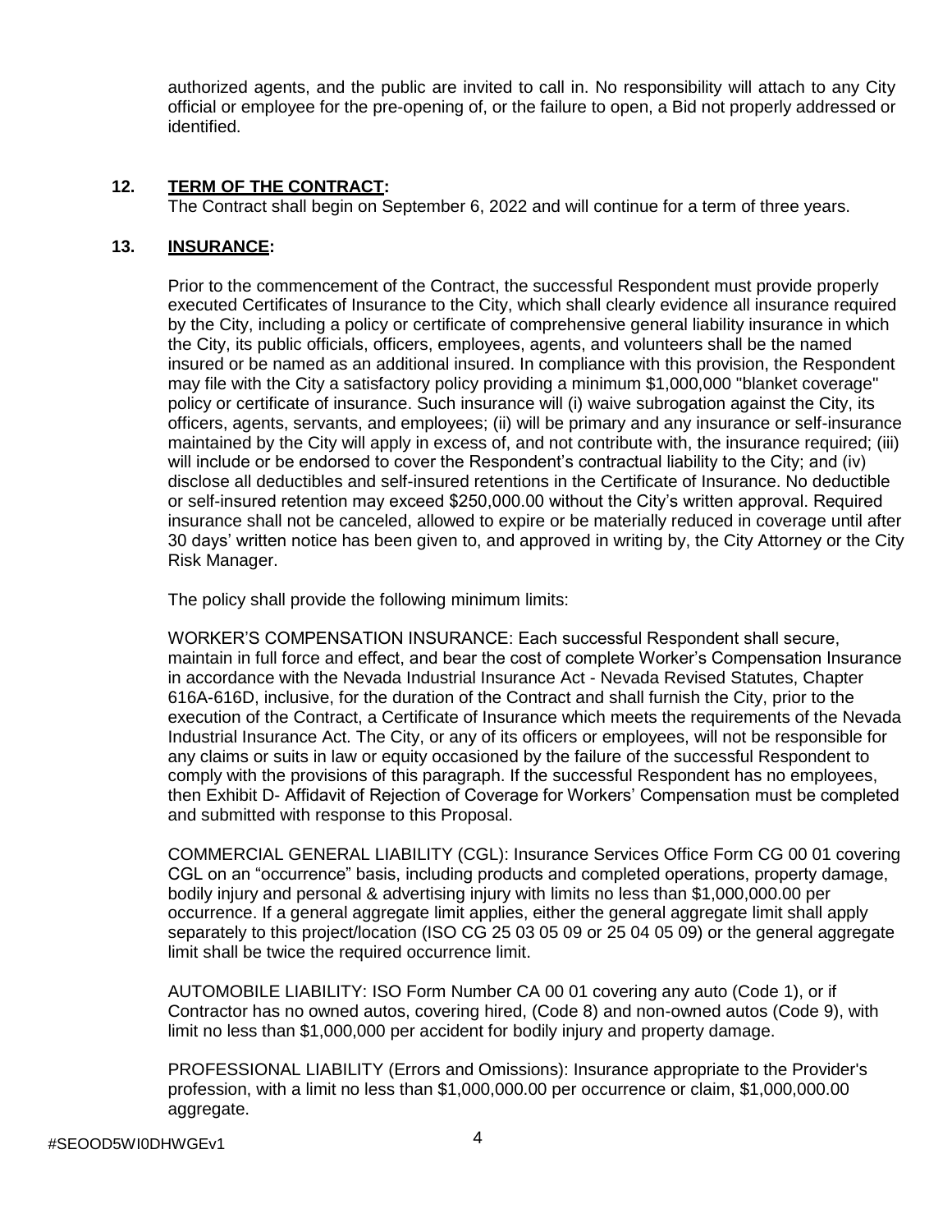authorized agents, and the public are invited to call in. No responsibility will attach to any City official or employee for the pre-opening of, or the failure to open, a Bid not properly addressed or identified.

**12. TERM OF THE CONTRACT:**

The Contract shall begin on September 6, 2022 and will continue for a term of three years.

**13. INSURANCE:**

Prior to the commencement of the Contract, the successful Respondent must provide properly executed Certificates of Insurance to the City, which shall clearly evidence all insurance required by the City, including a policy or certificate of comprehensive general liability insurance in which the City, its public officials, officers, employees, agents, and volunteers shall be the named insured or be named as an additional insured. In compliance with this provision, the Respondent may file with the City a satisfactory policy providing a minimum $1,000,000 "blanket coverage" policy or certificate of insurance. Such insurance will (i) waive subrogation against the City, its officers, agents, servants, and employees; (ii) will be primary and any insurance or self-insurance maintained by the City will apply in excess of, and not contribute with, the insurance required; (iii) will include or be endorsed to cover the Respondent's contractual liability to the City; and (iv) disclose all deductibles and self-insured retentions in the Certificate of Insurance. No deductible or self-insured retention may exceed $250,000.00 without the City's written approval. Required insurance shall not be canceled, allowed to expire or be materially reduced in coverage until after 30 days' written notice has been given to, and approved in writing by, the City Attorney or the City Risk Manager.

The policy shall provide the following minimum limits:

WORKER'S COMPENSATION INSURANCE: Each successful Respondent shall secure, maintain in full force and effect, and bear the cost of complete Worker's Compensation Insurance in accordance with the Nevada Industrial Insurance Act - Nevada Revised Statutes, Chapter 616A-616D, inclusive, for the duration of the Contract and shall furnish the City, prior to the execution of the Contract, a Certificate of Insurance which meets the requirements of the Nevada Industrial Insurance Act. The City, or any of its officers or employees, will not be responsible for any claims or suits in law or equity occasioned by the failure of the successful Respondent to comply with the provisions of this paragraph. If the successful Respondent has no employees, then Exhibit D- Affidavit of Rejection of Coverage for Workers' Compensation must be completed and submitted with response to this Proposal.

COMMERCIAL GENERAL LIABILITY (CGL): Insurance Services Office Form CG 00 01 covering CGL on an "occurrence" basis, including products and completed operations, property damage, bodily injury and personal & advertising injury with limits no less than $1,000,000.00 per occurrence. If a general aggregate limit applies, either the general aggregate limit shall apply separately to this project/location (ISO CG 25 03 05 09 or 25 04 05 09) or the general aggregate limit shall be twice the required occurrence limit.

AUTOMOBILE LIABILITY: ISO Form Number CA 00 01 covering any auto (Code 1), or if Contractor has no owned autos, covering hired, (Code 8) and non-owned autos (Code 9), with limit no less than $1,000,000 per accident for bodily injury and property damage.

PROFESSIONAL LIABILITY (Errors and Omissions): Insurance appropriate to the Provider's profession, with a limit no less than $1,000,000.00 per occurrence or claim, $1,000,000.00 aggregate.

#SEOOD5WI0DHWGEv1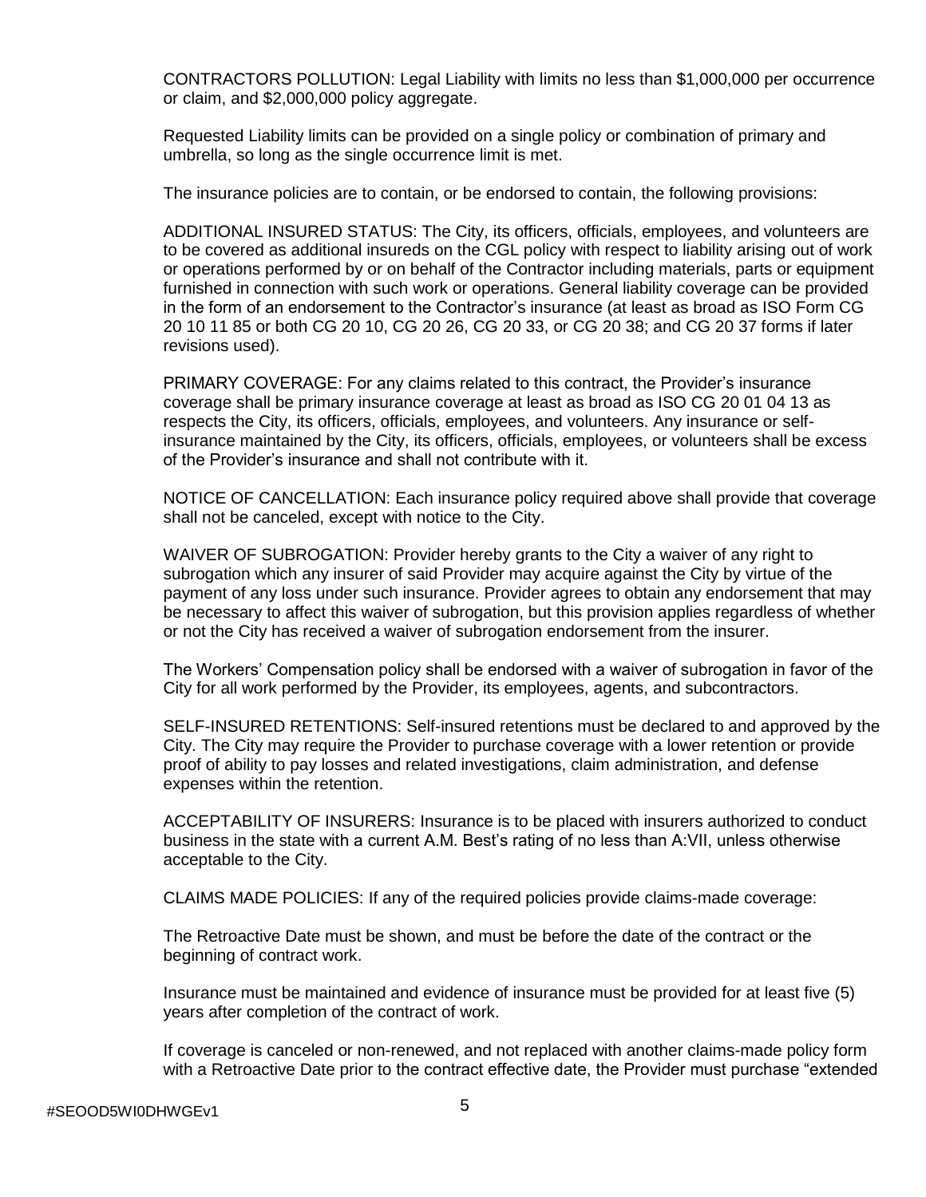CONTRACTORS POLLUTION: Legal Liability with limits no less than $1,000,000 per occurrence or claim, and $2,000,000 policy aggregate.

Requested Liability limits can be provided on a single policy or combination of primary and umbrella, so long as the single occurrence limit is met.

The insurance policies are to contain, or be endorsed to contain, the following provisions:

ADDITIONAL INSURED STATUS: The City, its officers, officials, employees, and volunteers are to be covered as additional insureds on the CGL policy with respect to liability arising out of work or operations performed by or on behalf of the Contractor including materials, parts or equipment furnished in connection with such work or operations. General liability coverage can be provided in the form of an endorsement to the Contractor's insurance (at least as broad as ISO Form CG 20 10 11 85 or both CG 20 10, CG 20 26, CG 20 33, or CG 20 38; and CG 20 37 forms if later revisions used).

PRIMARY COVERAGE: For any claims related to this contract, the Provider's insurance coverage shall be primary insurance coverage at least as broad as ISO CG 20 01 04 13 as respects the City, its officers, officials, employees, and volunteers. Any insurance or self-insurance maintained by the City, its officers, officials, employees, or volunteers shall be excess of the Provider's insurance and shall not contribute with it.

NOTICE OF CANCELLATION: Each insurance policy required above shall provide that coverage shall not be canceled, except with notice to the City.

WAIVER OF SUBROGATION: Provider hereby grants to the City a waiver of any right to subrogation which any insurer of said Provider may acquire against the City by virtue of the payment of any loss under such insurance. Provider agrees to obtain any endorsement that may be necessary to affect this waiver of subrogation, but this provision applies regardless of whether or not the City has received a waiver of subrogation endorsement from the insurer.

The Workers' Compensation policy shall be endorsed with a waiver of subrogation in favor of the City for all work performed by the Provider, its employees, agents, and subcontractors.

SELF-INSURED RETENTIONS: Self-insured retentions must be declared to and approved by the City. The City may require the Provider to purchase coverage with a lower retention or provide proof of ability to pay losses and related investigations, claim administration, and defense expenses within the retention.

ACCEPTABILITY OF INSURERS: Insurance is to be placed with insurers authorized to conduct business in the state with a current A.M. Best's rating of no less than A:VII, unless otherwise acceptable to the City.

CLAIMS MADE POLICIES: If any of the required policies provide claims-made coverage:

The Retroactive Date must be shown, and must be before the date of the contract or the beginning of contract work.

Insurance must be maintained and evidence of insurance must be provided for at least five (5) years after completion of the contract of work.

If coverage is canceled or non-renewed, and not replaced with another claims-made policy form with a Retroactive Date prior to the contract effective date, the Provider must purchase "extended

#SEOOD5WI0DHWGEv1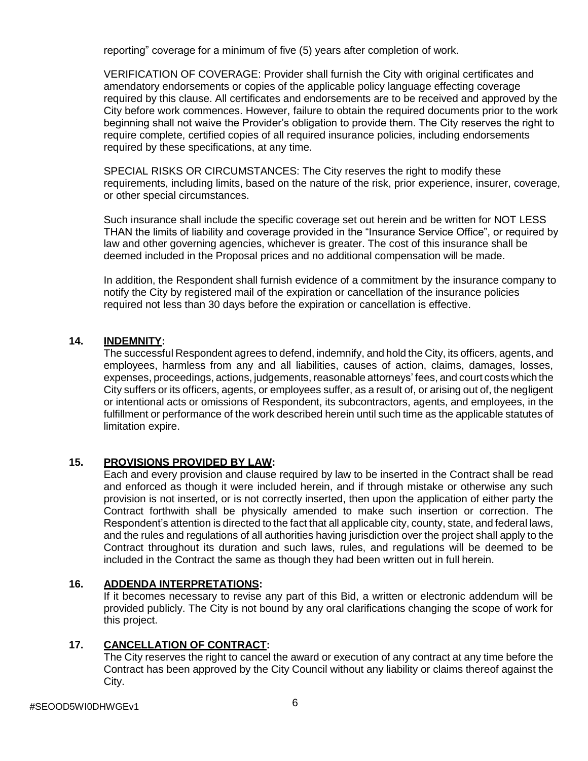reporting" coverage for a minimum of five (5) years after completion of work.

VERIFICATION OF COVERAGE: Provider shall furnish the City with original certificates and amendatory endorsements or copies of the applicable policy language effecting coverage required by this clause. All certificates and endorsements are to be received and approved by the City before work commences. However, failure to obtain the required documents prior to the work beginning shall not waive the Provider's obligation to provide them. The City reserves the right to require complete, certified copies of all required insurance policies, including endorsements required by these specifications, at any time.

SPECIAL RISKS OR CIRCUMSTANCES: The City reserves the right to modify these requirements, including limits, based on the nature of the risk, prior experience, insurer, coverage, or other special circumstances.

Such insurance shall include the specific coverage set out herein and be written for NOT LESS THAN the limits of liability and coverage provided in the "Insurance Service Office", or required by law and other governing agencies, whichever is greater. The cost of this insurance shall be deemed included in the Proposal prices and no additional compensation will be made.

In addition, the Respondent shall furnish evidence of a commitment by the insurance company to notify the City by registered mail of the expiration or cancellation of the insurance policies required not less than 30 days before the expiration or cancellation is effective.

**14. INDEMNITY:**

The successful Respondent agrees to defend, indemnify, and hold the City, its officers, agents, and employees, harmless from any and all liabilities, causes of action, claims, damages, losses, expenses, proceedings, actions, judgements, reasonable attorneys' fees, and court costs which the City suffers or its officers, agents, or employees suffer, as a result of, or arising out of, the negligent or intentional acts or omissions of Respondent, its subcontractors, agents, and employees, in the fulfillment or performance of the work described herein until such time as the applicable statutes of limitation expire.

**15. PROVISIONS PROVIDED BY LAW:**

Each and every provision and clause required by law to be inserted in the Contract shall be read and enforced as though it were included herein, and if through mistake or otherwise any such provision is not inserted, or is not correctly inserted, then upon the application of either party the Contract forthwith shall be physically amended to make such insertion or correction. The Respondent's attention is directed to the fact that all applicable city, county, state, and federal laws, and the rules and regulations of all authorities having jurisdiction over the project shall apply to the Contract throughout its duration and such laws, rules, and regulations will be deemed to be included in the Contract the same as though they had been written out in full herein.

**16. ADDENDA INTERPRETATIONS:**

If it becomes necessary to revise any part of this Bid, a written or electronic addendum will be provided publicly. The City is not bound by any oral clarifications changing the scope of work for this project.

**17. CANCELLATION OF CONTRACT:**

The City reserves the right to cancel the award or execution of any contract at any time before the Contract has been approved by the City Council without any liability or claims thereof against the City.

#SEOOD5WI0DHWGEv1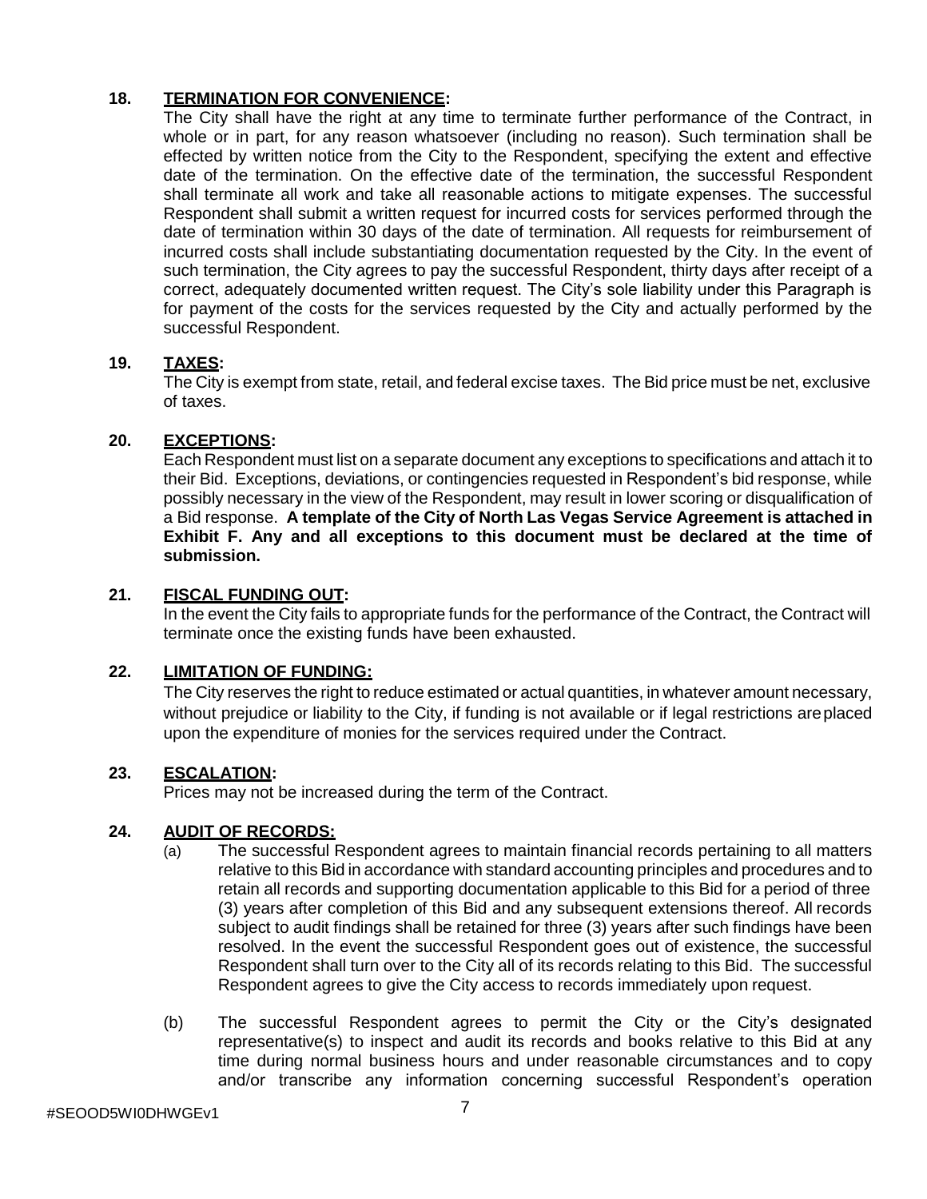**18. TERMINATION FOR CONVENIENCE:**

The City shall have the right at any time to terminate further performance of the Contract, in whole or in part, for any reason whatsoever (including no reason). Such termination shall be effected by written notice from the City to the Respondent, specifying the extent and effective date of the termination. On the effective date of the termination, the successful Respondent shall terminate all work and take all reasonable actions to mitigate expenses. The successful Respondent shall submit a written request for incurred costs for services performed through the date of termination within 30 days of the date of termination. All requests for reimbursement of incurred costs shall include substantiating documentation requested by the City. In the event of such termination, the City agrees to pay the successful Respondent, thirty days after receipt of a correct, adequately documented written request. The City's sole liability under this Paragraph is for payment of the costs for the services requested by the City and actually performed by the successful Respondent.

**19. TAXES:**

The City is exempt from state, retail, and federal excise taxes. The Bid price must be net, exclusive of taxes.

**20. EXCEPTIONS:**

Each Respondent must list on a separate document any exceptions to specifications and attach it to their Bid. Exceptions, deviations, or contingencies requested in Respondent's bid response, while possibly necessary in the view of the Respondent, may result in lower scoring or disqualification of a Bid response. **A template of the City of North Las Vegas Service Agreement is attached in Exhibit F. Any and all exceptions to this document must be declared at the time of submission.**

**21. FISCAL FUNDING OUT:**

In the event the City fails to appropriate funds for the performance of the Contract, the Contract will terminate once the existing funds have been exhausted.

**22. LIMITATION OF FUNDING:**

The City reserves the right to reduce estimated or actual quantities, in whatever amount necessary, without prejudice or liability to the City, if funding is not available or if legal restrictions are placed upon the expenditure of monies for the services required under the Contract.

**23. ESCALATION:**

Prices may not be increased during the term of the Contract.

**24. AUDIT OF RECORDS:**

(a) The successful Respondent agrees to maintain financial records pertaining to all matters relative to this Bid in accordance with standard accounting principles and procedures and to retain all records and supporting documentation applicable to this Bid for a period of three (3) years after completion of this Bid and any subsequent extensions thereof. All records subject to audit findings shall be retained for three (3) years after such findings have been resolved. In the event the successful Respondent goes out of existence, the successful Respondent shall turn over to the City all of its records relating to this Bid. The successful Respondent agrees to give the City access to records immediately upon request.

(b) The successful Respondent agrees to permit the City or the City's designated representative(s) to inspect and audit its records and books relative to this Bid at any time during normal business hours and under reasonable circumstances and to copy and/or transcribe any information concerning successful Respondent's operation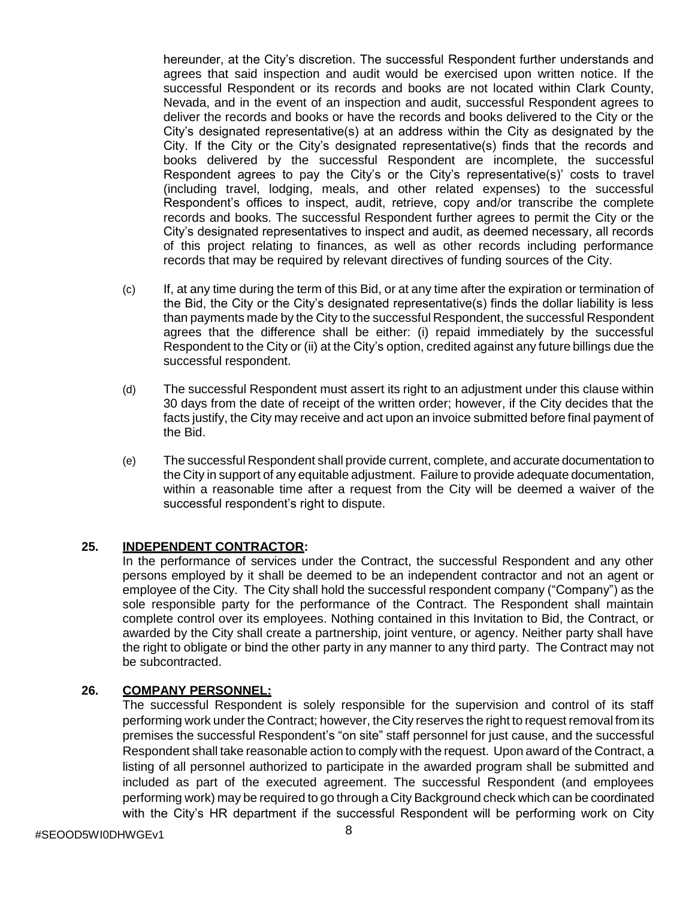hereunder, at the City's discretion. The successful Respondent further understands and agrees that said inspection and audit would be exercised upon written notice. If the successful Respondent or its records and books are not located within Clark County, Nevada, and in the event of an inspection and audit, successful Respondent agrees to deliver the records and books or have the records and books delivered to the City or the City's designated representative(s) at an address within the City as designated by the City. If the City or the City's designated representative(s) finds that the records and books delivered by the successful Respondent are incomplete, the successful Respondent agrees to pay the City's or the City's representative(s)' costs to travel (including travel, lodging, meals, and other related expenses) to the successful Respondent's offices to inspect, audit, retrieve, copy and/or transcribe the complete records and books. The successful Respondent further agrees to permit the City or the City's designated representatives to inspect and audit, as deemed necessary, all records of this project relating to finances, as well as other records including performance records that may be required by relevant directives of funding sources of the City.

(c) If, at any time during the term of this Bid, or at any time after the expiration or termination of the Bid, the City or the City's designated representative(s) finds the dollar liability is less than payments made by the City to the successful Respondent, the successful Respondent agrees that the difference shall be either: (i) repaid immediately by the successful Respondent to the City or (ii) at the City's option, credited against any future billings due the successful respondent.

(d) The successful Respondent must assert its right to an adjustment under this clause within 30 days from the date of receipt of the written order; however, if the City decides that the facts justify, the City may receive and act upon an invoice submitted before final payment of the Bid.

(e) The successful Respondent shall provide current, complete, and accurate documentation to the City in support of any equitable adjustment. Failure to provide adequate documentation, within a reasonable time after a request from the City will be deemed a waiver of the successful respondent's right to dispute.

## 25. **INDEPENDENT CONTRACTOR:**

In the performance of services under the Contract, the successful Respondent and any other persons employed by it shall be deemed to be an independent contractor and not an agent or employee of the City. The City shall hold the successful respondent company ("Company") as the sole responsible party for the performance of the Contract. The Respondent shall maintain complete control over its employees. Nothing contained in this Invitation to Bid, the Contract, or awarded by the City shall create a partnership, joint venture, or agency. Neither party shall have the right to obligate or bind the other party in any manner to any third party. The Contract may not be subcontracted.

## 26. **COMPANY PERSONNEL:**

The successful Respondent is solely responsible for the supervision and control of its staff performing work under the Contract; however, the City reserves the right to request removal from its premises the successful Respondent's "on site" staff personnel for just cause, and the successful Respondent shall take reasonable action to comply with the request. Upon award of the Contract, a listing of all personnel authorized to participate in the awarded program shall be submitted and included as part of the executed agreement. The successful Respondent (and employees performing work) may be required to go through a City Background check which can be coordinated with the City's HR department if the successful Respondent will be performing work on City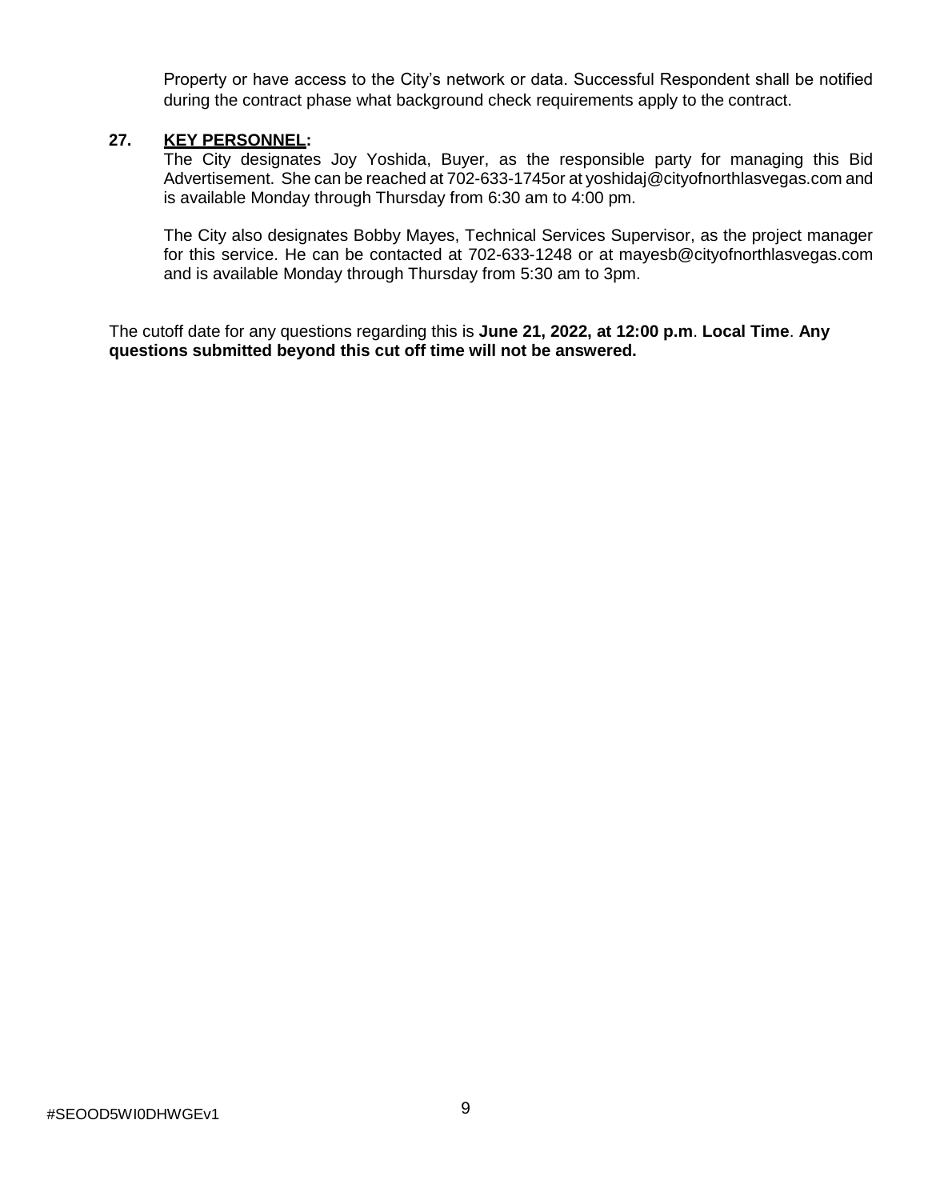Property or have access to the City's network or data. Successful Respondent shall be notified during the contract phase what background check requirements apply to the contract.

**27. KEY PERSONNEL:**

The City designates Joy Yoshida, Buyer, as the responsible party for managing this Bid Advertisement. She can be reached at 702-633-1745or at yoshidaj@cityofnorthlasvegas.com and is available Monday through Thursday from 6:30 am to 4:00 pm.

The City also designates Bobby Mayes, Technical Services Supervisor, as the project manager for this service. He can be contacted at 702-633-1248 or at mayesb@cityofnorthlasvegas.com and is available Monday through Thursday from 5:30 am to 3pm.

The cutoff date for any questions regarding this is **June 21, 2022, at 12:00 p.m**. **Local Time**. **Any questions submitted beyond this cut off time will not be answered.**

#SEOOD5WI0DHWGEv1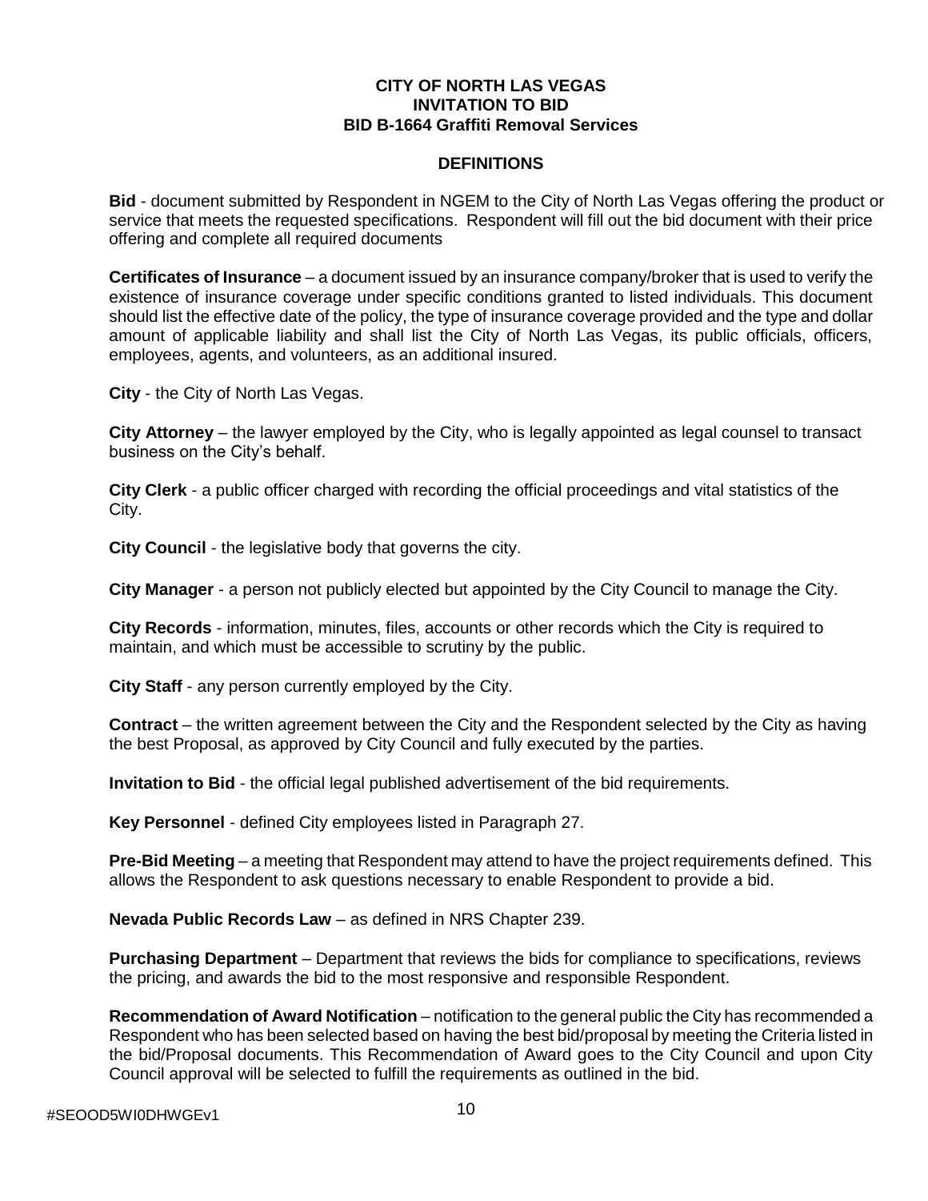**CITY OF NORTH LAS VEGAS**
**INVITATION TO BID**
**BID B-1664 Graffiti Removal Services**

## DEFINITIONS

**Bid** - document submitted by Respondent in NGEM to the City of North Las Vegas offering the product or service that meets the requested specifications. Respondent will fill out the bid document with their price offering and complete all required documents

**Certificates of Insurance** – a document issued by an insurance company/broker that is used to verify the existence of insurance coverage under specific conditions granted to listed individuals. This document should list the effective date of the policy, the type of insurance coverage provided and the type and dollar amount of applicable liability and shall list the City of North Las Vegas, its public officials, officers, employees, agents, and volunteers, as an additional insured.

**City** - the City of North Las Vegas.

**City Attorney** – the lawyer employed by the City, who is legally appointed as legal counsel to transact business on the City's behalf.

**City Clerk** - a public officer charged with recording the official proceedings and vital statistics of the City.

**City Council** - the legislative body that governs the city.

**City Manager** - a person not publicly elected but appointed by the City Council to manage the City.

**City Records** - information, minutes, files, accounts or other records which the City is required to maintain, and which must be accessible to scrutiny by the public.

**City Staff** - any person currently employed by the City.

**Contract** – the written agreement between the City and the Respondent selected by the City as having the best Proposal, as approved by City Council and fully executed by the parties.

**Invitation to Bid** - the official legal published advertisement of the bid requirements.

**Key Personnel** - defined City employees listed in Paragraph 27.

**Pre-Bid Meeting** – a meeting that Respondent may attend to have the project requirements defined. This allows the Respondent to ask questions necessary to enable Respondent to provide a bid.

**Nevada Public Records Law** – as defined in NRS Chapter 239.

**Purchasing Department** – Department that reviews the bids for compliance to specifications, reviews the pricing, and awards the bid to the most responsive and responsible Respondent.

**Recommendation of Award Notification** – notification to the general public the City has recommended a Respondent who has been selected based on having the best bid/proposal by meeting the Criteria listed in the bid/Proposal documents. This Recommendation of Award goes to the City Council and upon City Council approval will be selected to fulfill the requirements as outlined in the bid.

#SEOOD5WI0DHWGEv1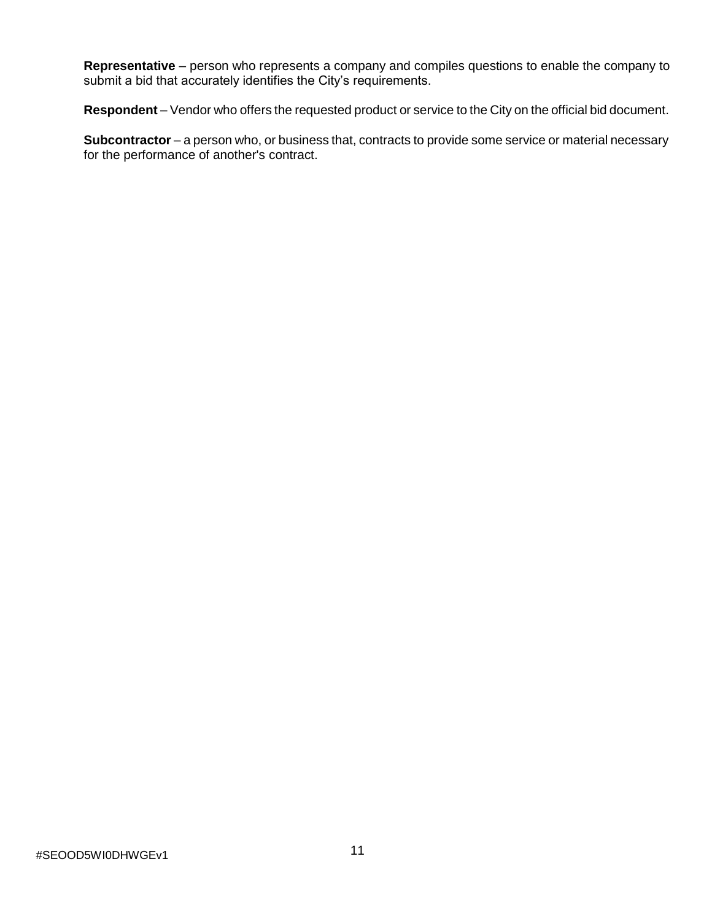**Representative** – person who represents a company and compiles questions to enable the company to submit a bid that accurately identifies the City's requirements.

**Respondent** – Vendor who offers the requested product or service to the City on the official bid document.

**Subcontractor** – a person who, or business that, contracts to provide some service or material necessary for the performance of another's contract.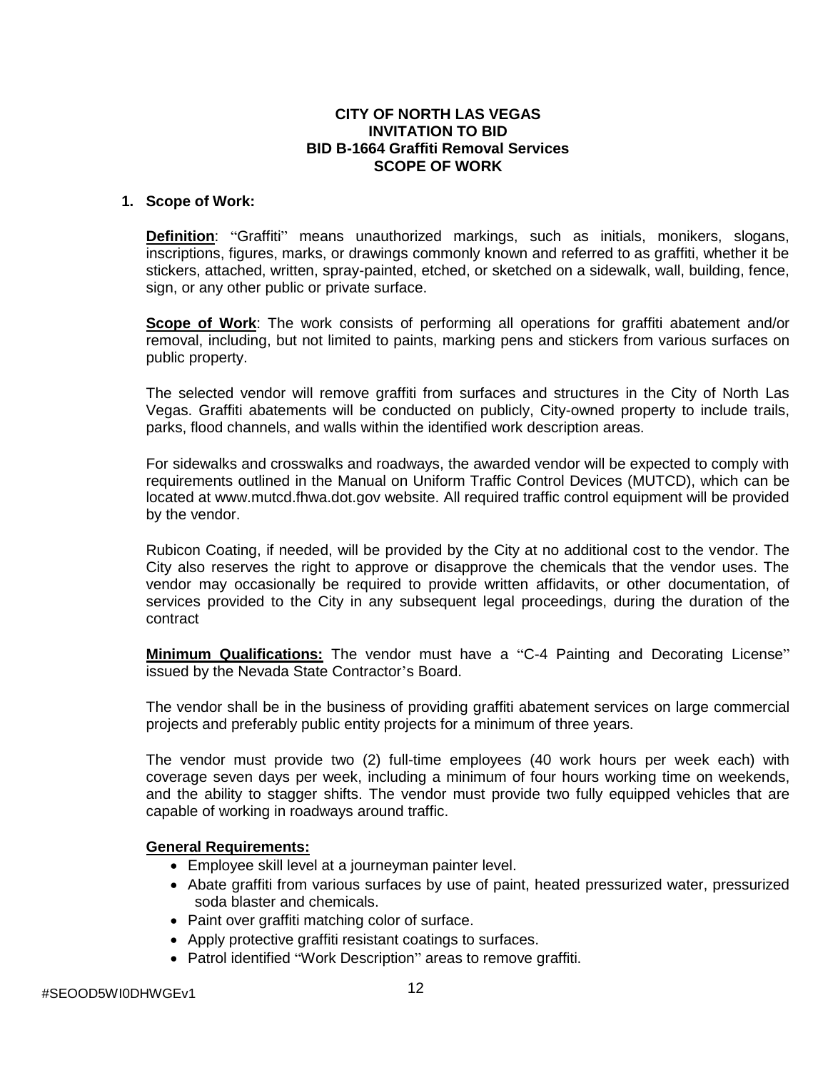**CITY OF NORTH LAS VEGAS**
**INVITATION TO BID**
**BID B-1664 Graffiti Removal Services**
**SCOPE OF WORK**

1. **Scope of Work:**

**Definition**: "Graffiti" means unauthorized markings, such as initials, monikers, slogans, inscriptions, figures, marks, or drawings commonly known and referred to as graffiti, whether it be stickers, attached, written, spray-painted, etched, or sketched on a sidewalk, wall, building, fence, sign, or any other public or private surface.

**Scope of Work**: The work consists of performing all operations for graffiti abatement and/or removal, including, but not limited to paints, marking pens and stickers from various surfaces on public property.

The selected vendor will remove graffiti from surfaces and structures in the City of North Las Vegas. Graffiti abatements will be conducted on publicly, City-owned property to include trails, parks, flood channels, and walls within the identified work description areas.

For sidewalks and crosswalks and roadways, the awarded vendor will be expected to comply with requirements outlined in the Manual on Uniform Traffic Control Devices (MUTCD), which can be located at www.mutcd.fhwa.dot.gov website. All required traffic control equipment will be provided by the vendor.

Rubicon Coating, if needed, will be provided by the City at no additional cost to the vendor. The City also reserves the right to approve or disapprove the chemicals that the vendor uses. The vendor may occasionally be required to provide written affidavits, or other documentation, of services provided to the City in any subsequent legal proceedings, during the duration of the contract

**Minimum Qualifications:** The vendor must have a "C-4 Painting and Decorating License" issued by the Nevada State Contractor's Board.

The vendor shall be in the business of providing graffiti abatement services on large commercial projects and preferably public entity projects for a minimum of three years.

The vendor must provide two (2) full-time employees (40 work hours per week each) with coverage seven days per week, including a minimum of four hours working time on weekends, and the ability to stagger shifts. The vendor must provide two fully equipped vehicles that are capable of working in roadways around traffic.

**General Requirements:**

- Employee skill level at a journeyman painter level.
- Abate graffiti from various surfaces by use of paint, heated pressurized water, pressurized soda blaster and chemicals.
- Paint over graffiti matching color of surface.
- Apply protective graffiti resistant coatings to surfaces.
- Patrol identified "Work Description" areas to remove graffiti.

#SEOOD5WI0DHWGEv1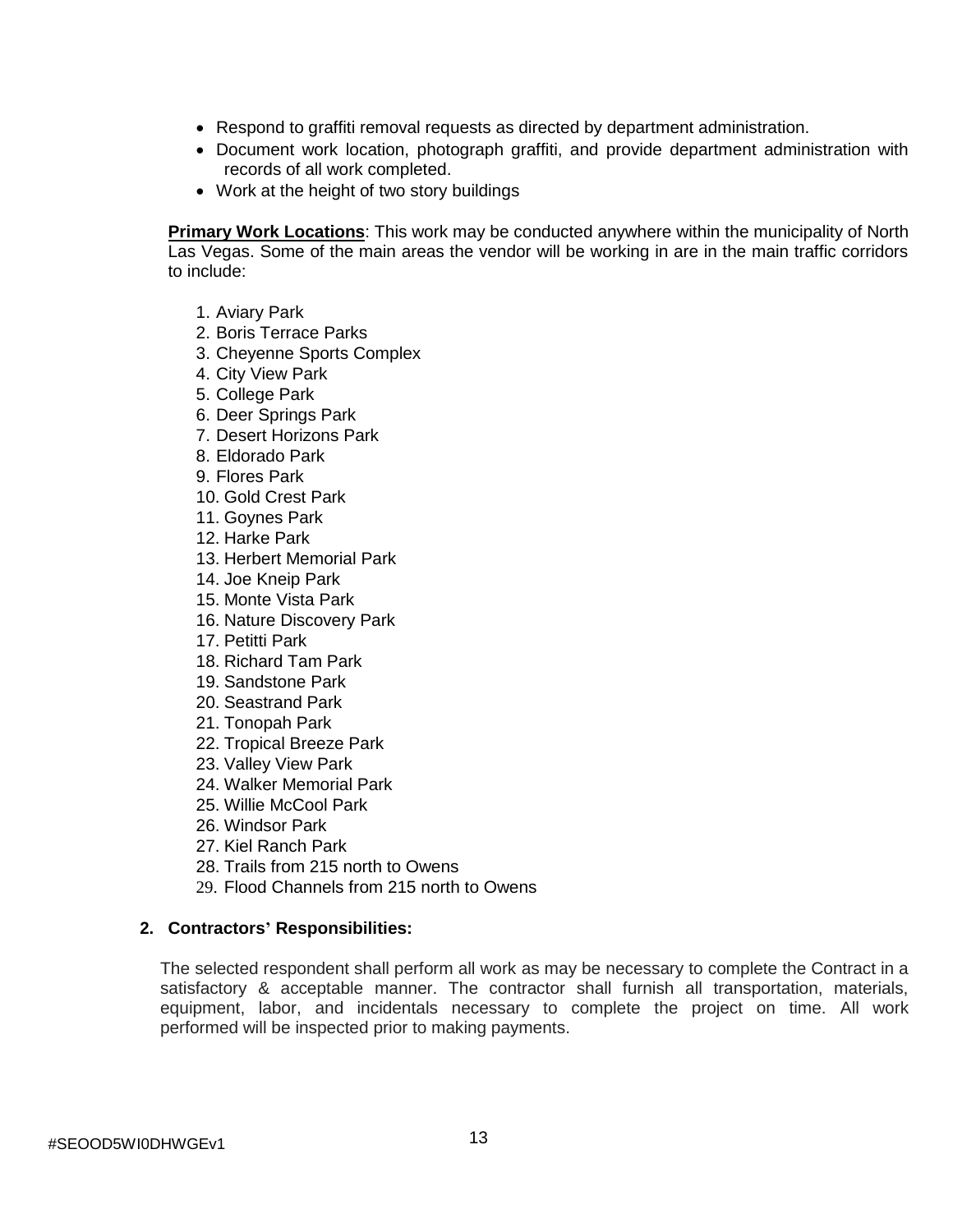- Respond to graffiti removal requests as directed by department administration.
- Document work location, photograph graffiti, and provide department administration with records of all work completed.
- Work at the height of two story buildings

**Primary Work Locations**: This work may be conducted anywhere within the municipality of North Las Vegas. Some of the main areas the vendor will be working in are in the main traffic corridors to include:

1. Aviary Park
2. Boris Terrace Parks
3. Cheyenne Sports Complex
4. City View Park
5. College Park
6. Deer Springs Park
7. Desert Horizons Park
8. Eldorado Park
9. Flores Park
10. Gold Crest Park
11. Goynes Park
12. Harke Park
13. Herbert Memorial Park
14. Joe Kneip Park
15. Monte Vista Park
16. Nature Discovery Park
17. Petitti Park
18. Richard Tam Park
19. Sandstone Park
20. Seastrand Park
21. Tonopah Park
22. Tropical Breeze Park
23. Valley View Park
24. Walker Memorial Park
25. Willie McCool Park
26. Windsor Park
27. Kiel Ranch Park
28. Trails from 215 north to Owens
29. Flood Channels from 215 north to Owens

**2. Contractors' Responsibilities:**

The selected respondent shall perform all work as may be necessary to complete the Contract in a satisfactory & acceptable manner. The contractor shall furnish all transportation, materials, equipment, labor, and incidentals necessary to complete the project on time. All work performed will be inspected prior to making payments.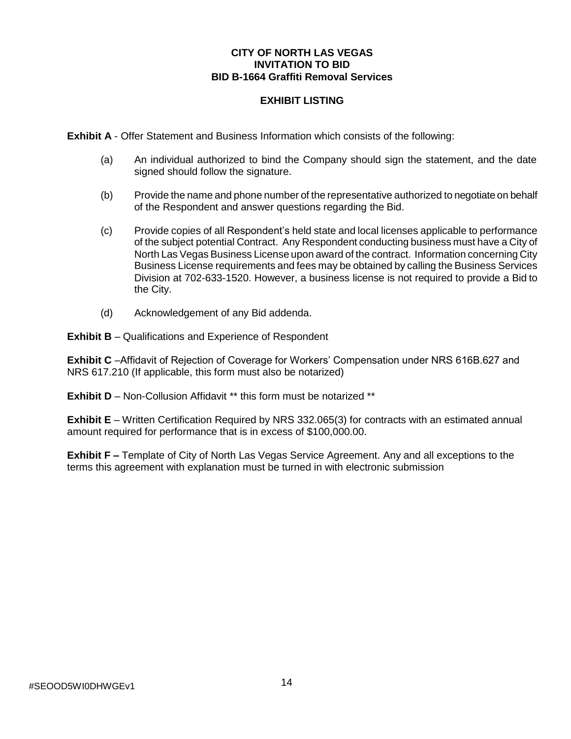**CITY OF NORTH LAS VEGAS**
**INVITATION TO BID**
**BID B-1664 Graffiti Removal Services**

## EXHIBIT LISTING

**Exhibit A** - Offer Statement and Business Information which consists of the following:

(a) An individual authorized to bind the Company should sign the statement, and the date signed should follow the signature.

(b) Provide the name and phone number of the representative authorized to negotiate on behalf of the Respondent and answer questions regarding the Bid.

(c) Provide copies of all Respondent's held state and local licenses applicable to performance of the subject potential Contract. Any Respondent conducting business must have a City of North Las Vegas Business License upon award of the contract. Information concerning City Business License requirements and fees may be obtained by calling the Business Services Division at 702-633-1520. However, a business license is not required to provide a Bid to the City.

(d) Acknowledgement of any Bid addenda.

**Exhibit B** – Qualifications and Experience of Respondent

**Exhibit C** –Affidavit of Rejection of Coverage for Workers' Compensation under NRS 616B.627 and NRS 617.210 (If applicable, this form must also be notarized)

**Exhibit D** – Non-Collusion Affidavit ** this form must be notarized **

**Exhibit E** – Written Certification Required by NRS 332.065(3) for contracts with an estimated annual amount required for performance that is in excess of $100,000.00.

**Exhibit F –** Template of City of North Las Vegas Service Agreement. Any and all exceptions to the terms this agreement with explanation must be turned in with electronic submission

#SEOOD5WI0DHWGEv1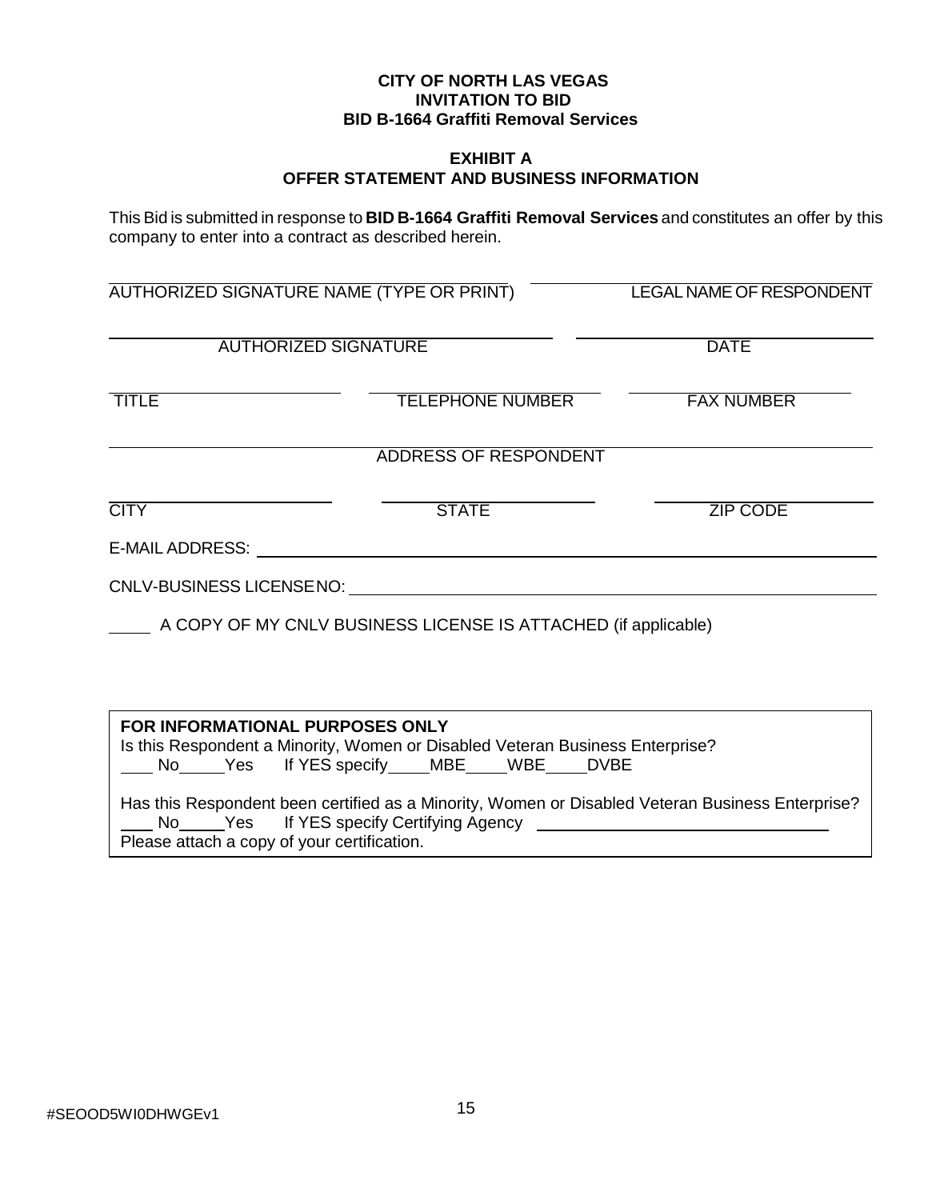**CITY OF NORTH LAS VEGAS**
**INVITATION TO BID**
**BID B-1664 Graffiti Removal Services**

## EXHIBIT A
## OFFER STATEMENT AND BUSINESS INFORMATION

This Bid is submitted in response to **BID B-1664 Graffiti Removal Services** and constitutes an offer by this company to enter into a contract as described herein.

| | |
|---|---|
| AUTHORIZED SIGNATURE NAME (TYPE OR PRINT) | LEGAL NAME OF RESPONDENT |
| AUTHORIZED SIGNATURE | DATE |

| | | |
|---|---|---|
| TITLE | TELEPHONE NUMBER | FAX NUMBER |

ADDRESS OF RESPONDENT

| | | |
|---|---|---|
| CITY | STATE | ZIP CODE |

E-MAIL ADDRESS: ______________________________

CNLV-BUSINESS LICENSE NO: ______________________________

_____ A COPY OF MY CNLV BUSINESS LICENSE IS ATTACHED (if applicable)

**FOR INFORMATIONAL PURPOSES ONLY**

Is this Respondent a Minority, Women or Disabled Veteran Business Enterprise?
____ No_____Yes   If YES specify_____MBE_____WBE_____DVBE

Has this Respondent been certified as a Minority, Women or Disabled Veteran Business Enterprise?
____ No_____Yes   If YES specify Certifying Agency ______________________________
Please attach a copy of your certification.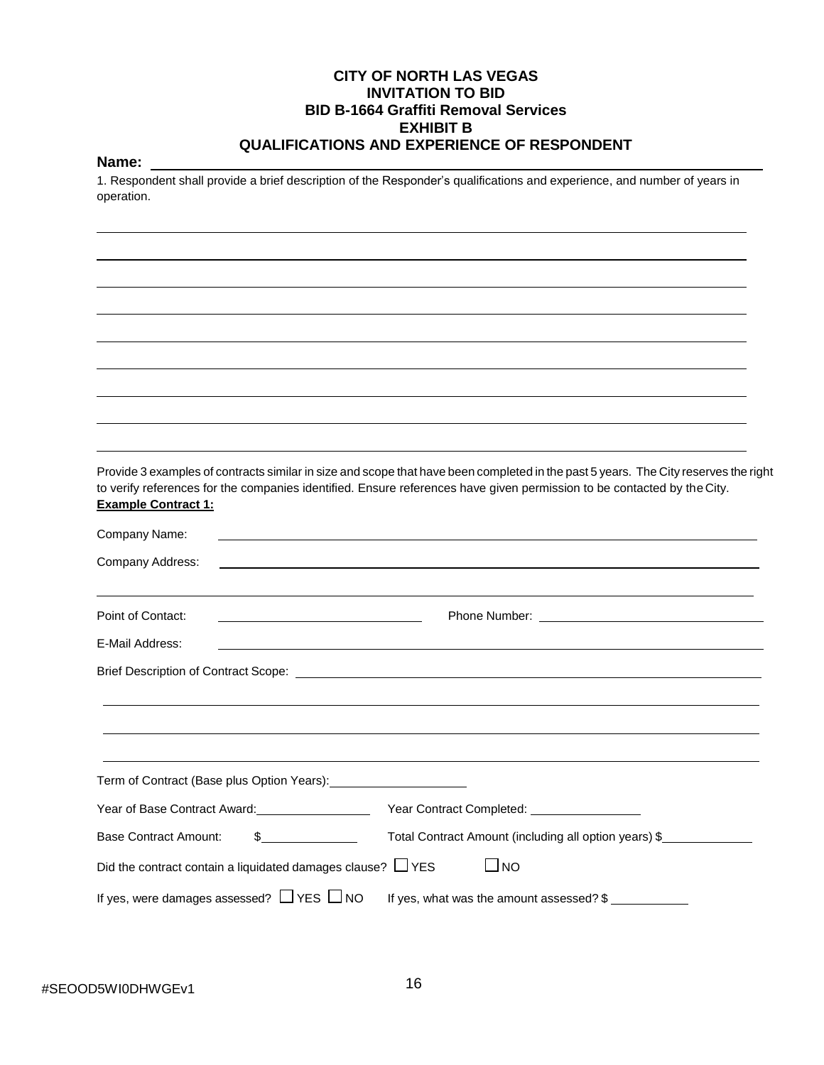**CITY OF NORTH LAS VEGAS**
**INVITATION TO BID**
**BID B-1664 Graffiti Removal Services**
**EXHIBIT B**
**QUALIFICATIONS AND EXPERIENCE OF RESPONDENT**

**Name:** ______________________________________________

1. Respondent shall provide a brief description of the Responder's qualifications and experience, and number of years in operation.

______________________________________________

______________________________________________

______________________________________________

______________________________________________

______________________________________________

______________________________________________

______________________________________________

______________________________________________

______________________________________________

Provide 3 examples of contracts similar in size and scope that have been completed in the past 5 years. The City reserves the right to verify references for the companies identified. Ensure references have given permission to be contacted by the City.

**Example Contract 1:**

Company Name: ______________________________________________

Company Address: ______________________________________________

______________________________________________

Point of Contact: ____________________ Phone Number: ____________________

E-Mail Address: ______________________________________________

Brief Description of Contract Scope: ______________________________________________

______________________________________________

______________________________________________

______________________________________________

Term of Contract (Base plus Option Years): ____________________

Year of Base Contract Award: ____________________ Year Contract Completed: ____________________

Base Contract Amount: $____________________ Total Contract Amount (including all option years) $____________________

Did the contract contain a liquidated damages clause? ☐ YES ☐ NO

If yes, were damages assessed? ☐ YES ☐ NO If yes, what was the amount assessed? $ ____________

#SEOOD5WI0DHWGEv1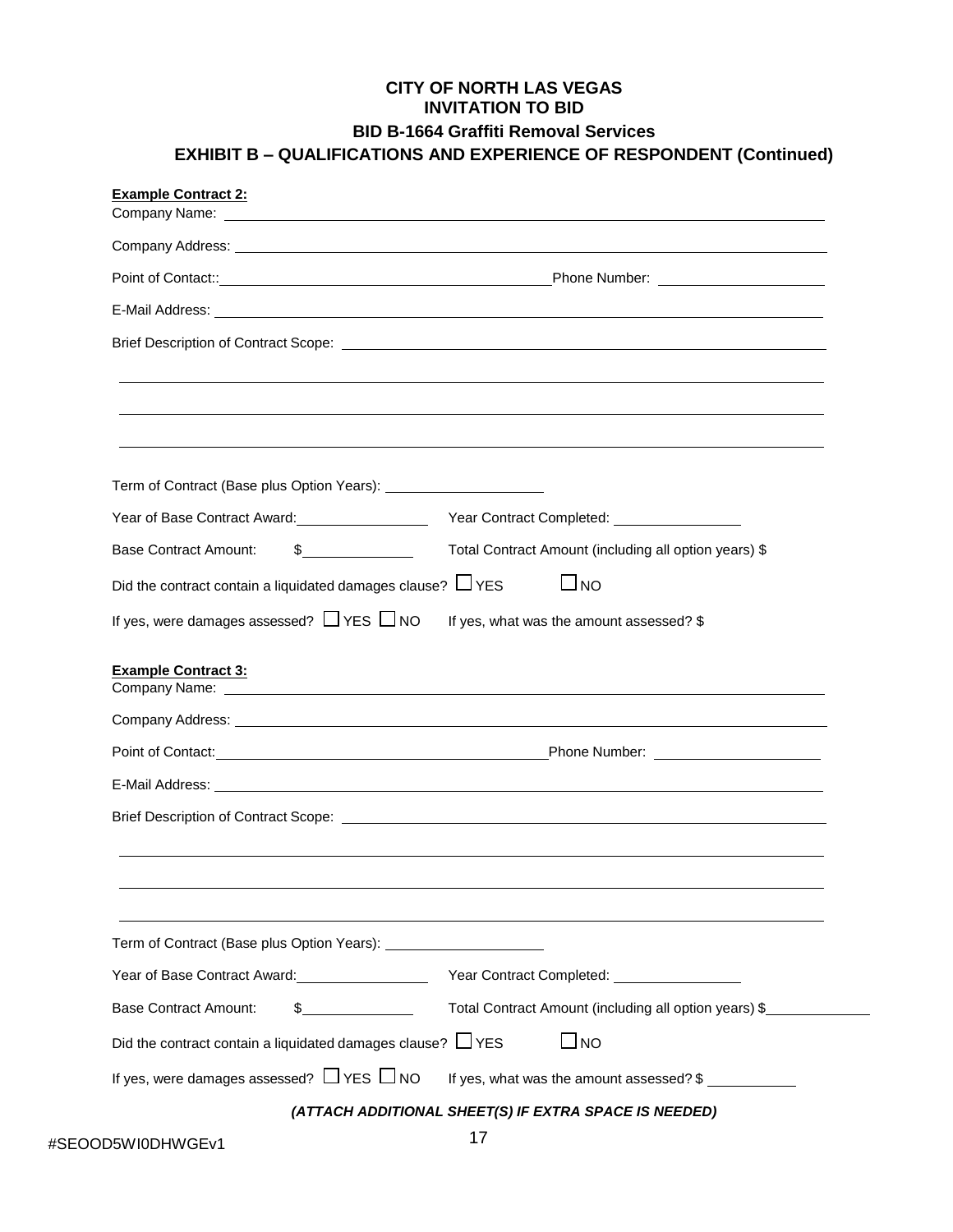**CITY OF NORTH LAS VEGAS**
**INVITATION TO BID**
**BID B-1664 Graffiti Removal Services**
**EXHIBIT B – QUALIFICATIONS AND EXPERIENCE OF RESPONDENT (Continued)**

**Example Contract 2:**

Company Name: ______________________________________________

Company Address: ______________________________________________

Point of Contact:: ______________________ Phone Number: ______________

E-Mail Address: ______________________________________________

Brief Description of Contract Scope: ______________________________________________

______________________________________________

______________________________________________

______________________________________________

Term of Contract (Base plus Option Years): ______________

Year of Base Contract Award: ____________ Year Contract Completed: ____________

Base Contract Amount: $____________ Total Contract Amount (including all option years) $

Did the contract contain a liquidated damages clause? ☐ YES ☐ NO

If yes, were damages assessed? ☐ YES ☐ NO If yes, what was the amount assessed? $

**Example Contract 3:**

Company Name: ______________________________________________

Company Address: ______________________________________________

Point of Contact: ______________________ Phone Number: ______________

E-Mail Address: ______________________________________________

Brief Description of Contract Scope: ______________________________________________

______________________________________________

______________________________________________

______________________________________________

Term of Contract (Base plus Option Years): ______________

Year of Base Contract Award: ____________ Year Contract Completed: ____________

Base Contract Amount: $____________ Total Contract Amount (including all option years) $____________

Did the contract contain a liquidated damages clause? ☐ YES ☐ NO

If yes, were damages assessed? ☐ YES ☐ NO If yes, what was the amount assessed? $____________

***(ATTACH ADDITIONAL SHEET(S) IF EXTRA SPACE IS NEEDED)***

#SEOOD5WI0DHWGEv1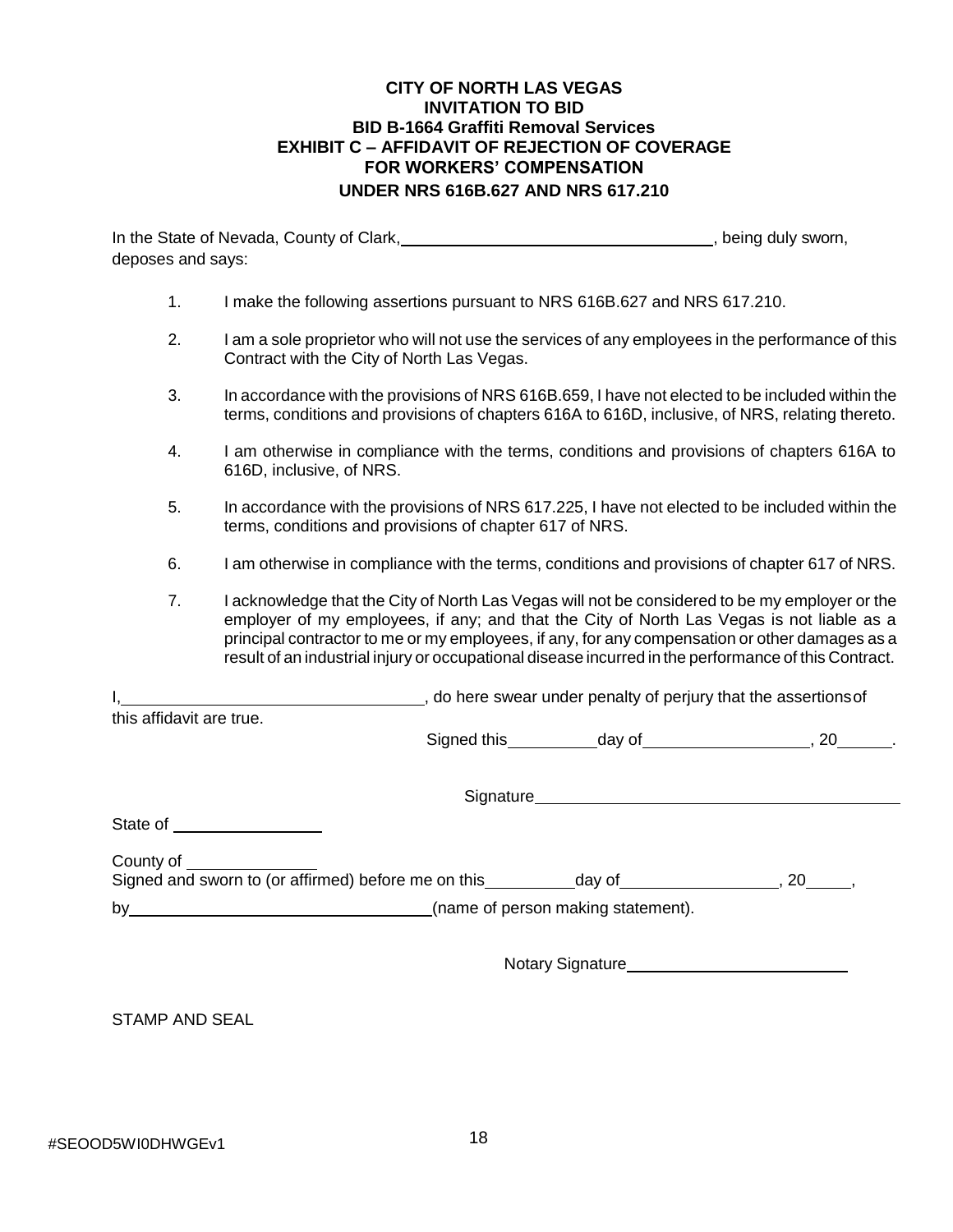**CITY OF NORTH LAS VEGAS**
**INVITATION TO BID**
**BID B-1664 Graffiti Removal Services**
**EXHIBIT C – AFFIDAVIT OF REJECTION OF COVERAGE**
**FOR WORKERS' COMPENSATION**
**UNDER NRS 616B.627 AND NRS 617.210**

In the State of Nevada, County of Clark, ____________________________________, being duly sworn, deposes and says:

1. I make the following assertions pursuant to NRS 616B.627 and NRS 617.210.
2. I am a sole proprietor who will not use the services of any employees in the performance of this Contract with the City of North Las Vegas.
3. In accordance with the provisions of NRS 616B.659, I have not elected to be included within the terms, conditions and provisions of chapters 616A to 616D, inclusive, of NRS, relating thereto.
4. I am otherwise in compliance with the terms, conditions and provisions of chapters 616A to 616D, inclusive, of NRS.
5. In accordance with the provisions of NRS 617.225, I have not elected to be included within the terms, conditions and provisions of chapter 617 of NRS.
6. I am otherwise in compliance with the terms, conditions and provisions of chapter 617 of NRS.
7. I acknowledge that the City of North Las Vegas will not be considered to be my employer or the employer of my employees, if any; and that the City of North Las Vegas is not liable as a principal contractor to me or my employees, if any, for any compensation or other damages as a result of an industrial injury or occupational disease incurred in the performance of this Contract.

I, ________________________________, do here swear under penalty of perjury that the assertions of this affidavit are true.

Signed this __________ day of __________________, 20______.

Signature ________________________________________

State of _________________

County of _______________
Signed and sworn to (or affirmed) before me on this __________ day of _________________, 20_____,

by ___________________________________ (name of person making statement).

Notary Signature _________________________

STAMP AND SEAL

#SEOOD5WI0DHWGEv1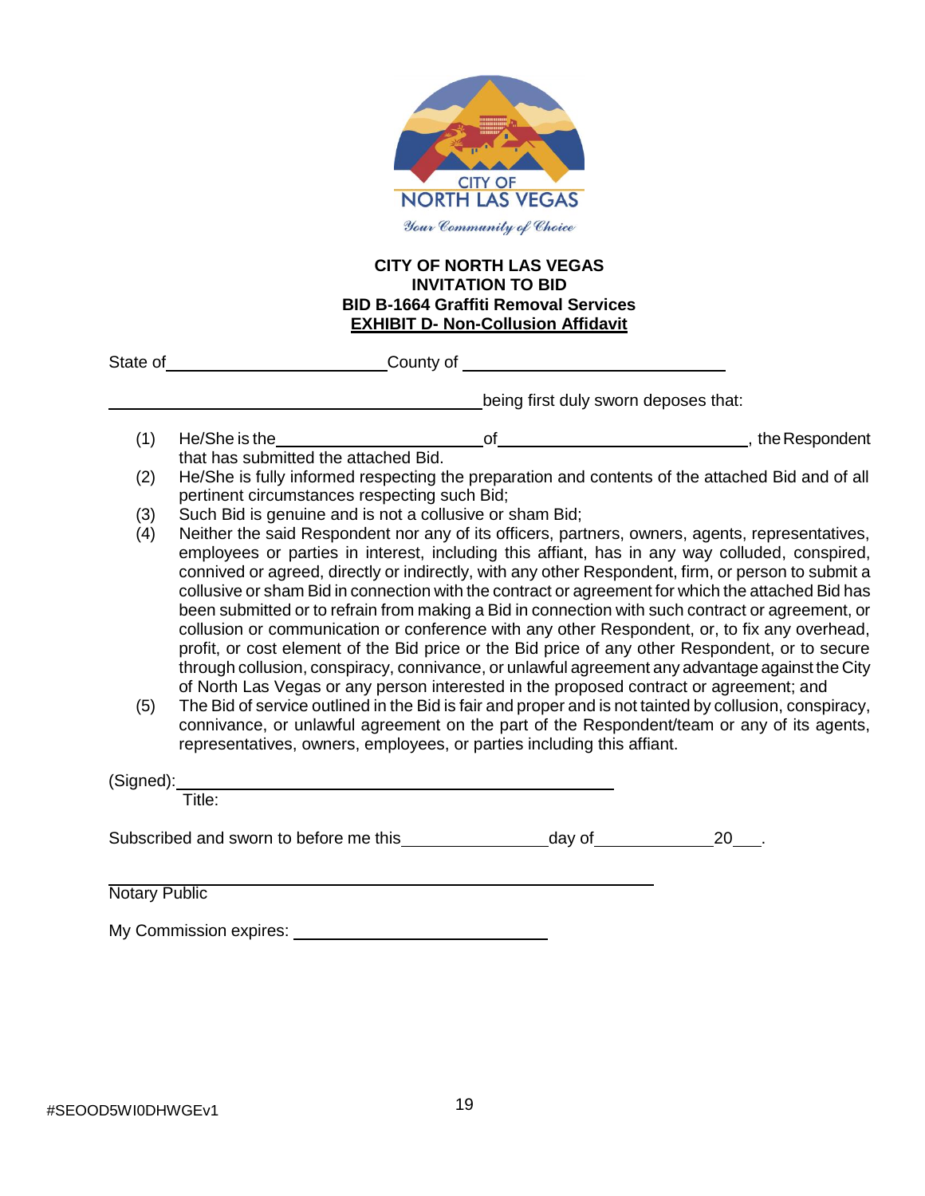CITY OF NORTH LAS VEGAS

NORTH LAS VEGAS

*Your Community of Choice*

**CITY OF NORTH LAS VEGAS**
**INVITATION TO BID**
**BID B-1664 Graffiti Removal Services**
**EXHIBIT D- Non-Collusion Affidavit**

State of\_\_\_\_\_\_\_\_\_\_\_\_\_\_\_\_\_\_\_\_\_\_\_\_County of \_\_\_\_\_\_\_\_\_\_\_\_\_\_\_\_\_\_\_\_\_\_\_\_\_\_\_\_

\_\_\_\_\_\_\_\_\_\_\_\_\_\_\_\_\_\_\_\_\_\_\_\_\_\_\_\_\_\_\_\_\_\_\_\_\_\_\_\_\_being first duly sworn deposes that:

(1) He/She is the\_\_\_\_\_\_\_\_\_\_\_\_\_\_\_\_\_\_\_\_\_\_of\_\_\_\_\_\_\_\_\_\_\_\_\_\_\_\_\_\_\_\_\_\_\_\_\_\_\_\_, the Respondent that has submitted the attached Bid.

(2) He/She is fully informed respecting the preparation and contents of the attached Bid and of all pertinent circumstances respecting such Bid;

(3) Such Bid is genuine and is not a collusive or sham Bid;

(4) Neither the said Respondent nor any of its officers, partners, owners, agents, representatives, employees or parties in interest, including this affiant, has in any way colluded, conspired, connived or agreed, directly or indirectly, with any other Respondent, firm, or person to submit a collusive or sham Bid in connection with the contract or agreement for which the attached Bid has been submitted or to refrain from making a Bid in connection with such contract or agreement, or collusion or communication or conference with any other Respondent, or, to fix any overhead, profit, or cost element of the Bid price or the Bid price of any other Respondent, or to secure through collusion, conspiracy, connivance, or unlawful agreement any advantage against the City of North Las Vegas or any person interested in the proposed contract or agreement; and

(5) The Bid of service outlined in the Bid is fair and proper and is not tainted by collusion, conspiracy, connivance, or unlawful agreement on the part of the Respondent/team or any of its agents, representatives, owners, employees, or parties including this affiant.

(Signed):\_\_\_\_\_\_\_\_\_\_\_\_\_\_\_\_\_\_\_\_\_\_\_\_\_\_\_\_\_\_\_\_\_\_\_\_\_\_\_\_\_\_\_\_\_\_\_\_

Title:

Subscribed and sworn to before me this\_\_\_\_\_\_\_\_\_\_\_\_\_\_\_\_day of\_\_\_\_\_\_\_\_\_\_\_\_\_20\_\_\_.

\_\_\_\_\_\_\_\_\_\_\_\_\_\_\_\_\_\_\_\_\_\_\_\_\_\_\_\_\_\_\_\_\_\_\_\_\_\_\_\_\_\_\_\_\_\_\_\_\_\_\_\_\_\_\_\_\_\_

Notary Public

My Commission expires: \_\_\_\_\_\_\_\_\_\_\_\_\_\_\_\_\_\_\_\_\_\_\_\_\_\_\_\_

#SEOOD5WI0DHWGEv1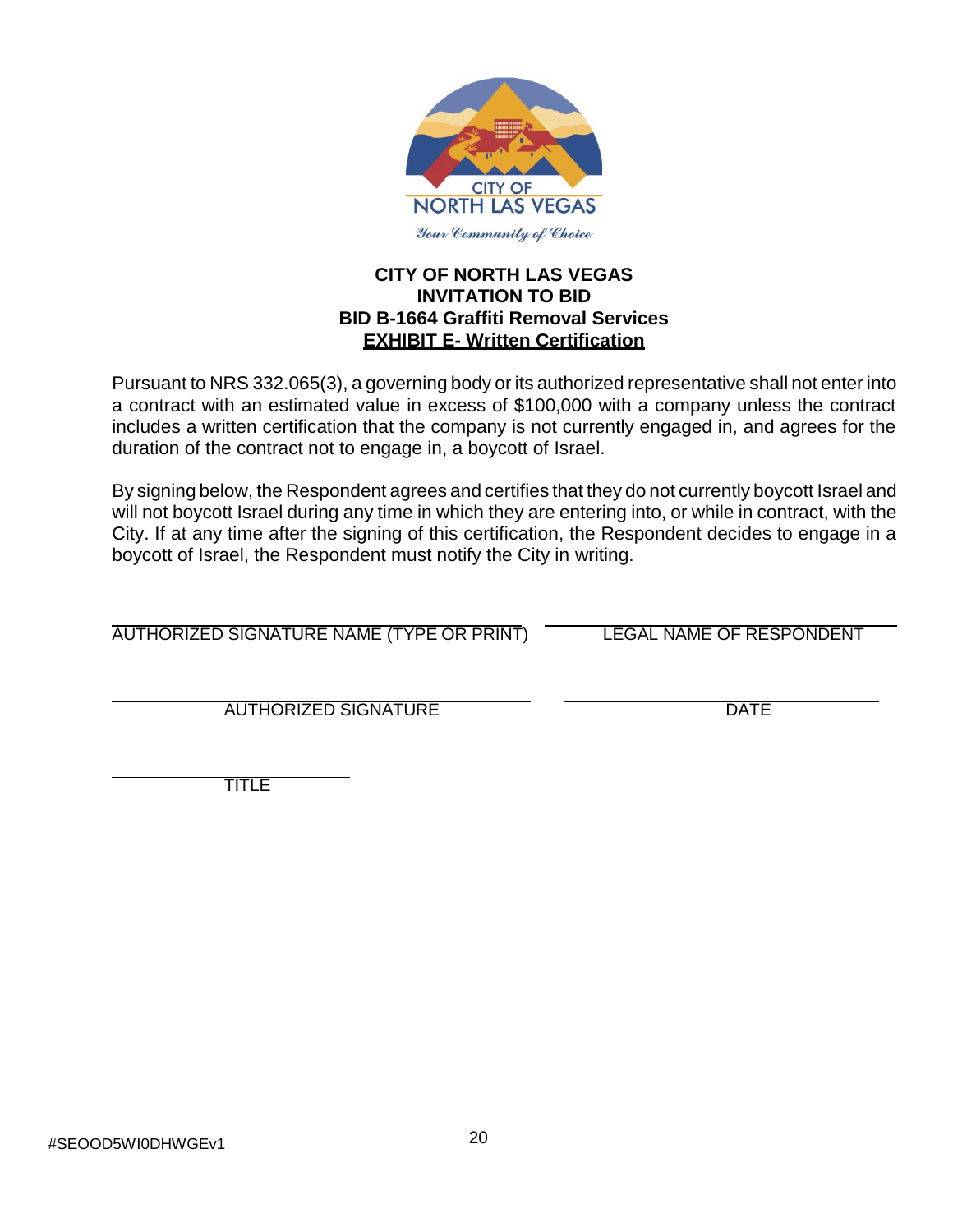CITY OF NORTH LAS VEGAS

*Your Community of Choice*

**CITY OF NORTH LAS VEGAS**
**INVITATION TO BID**
**BID B-1664 Graffiti Removal Services**
**EXHIBIT E- Written Certification**

Pursuant to NRS 332.065(3), a governing body or its authorized representative shall not enter into a contract with an estimated value in excess of $100,000 with a company unless the contract includes a written certification that the company is not currently engaged in, and agrees for the duration of the contract not to engage in, a boycott of Israel.

By signing below, the Respondent agrees and certifies that they do not currently boycott Israel and will not boycott Israel during any time in which they are entering into, or while in contract, with the City. If at any time after the signing of this certification, the Respondent decides to engage in a boycott of Israel, the Respondent must notify the City in writing.

| | |
|---|---|
| AUTHORIZED SIGNATURE NAME (TYPE OR PRINT) | LEGAL NAME OF RESPONDENT |
| AUTHORIZED SIGNATURE | DATE |
| TITLE | |

#SEOOD5WI0DHWGEv1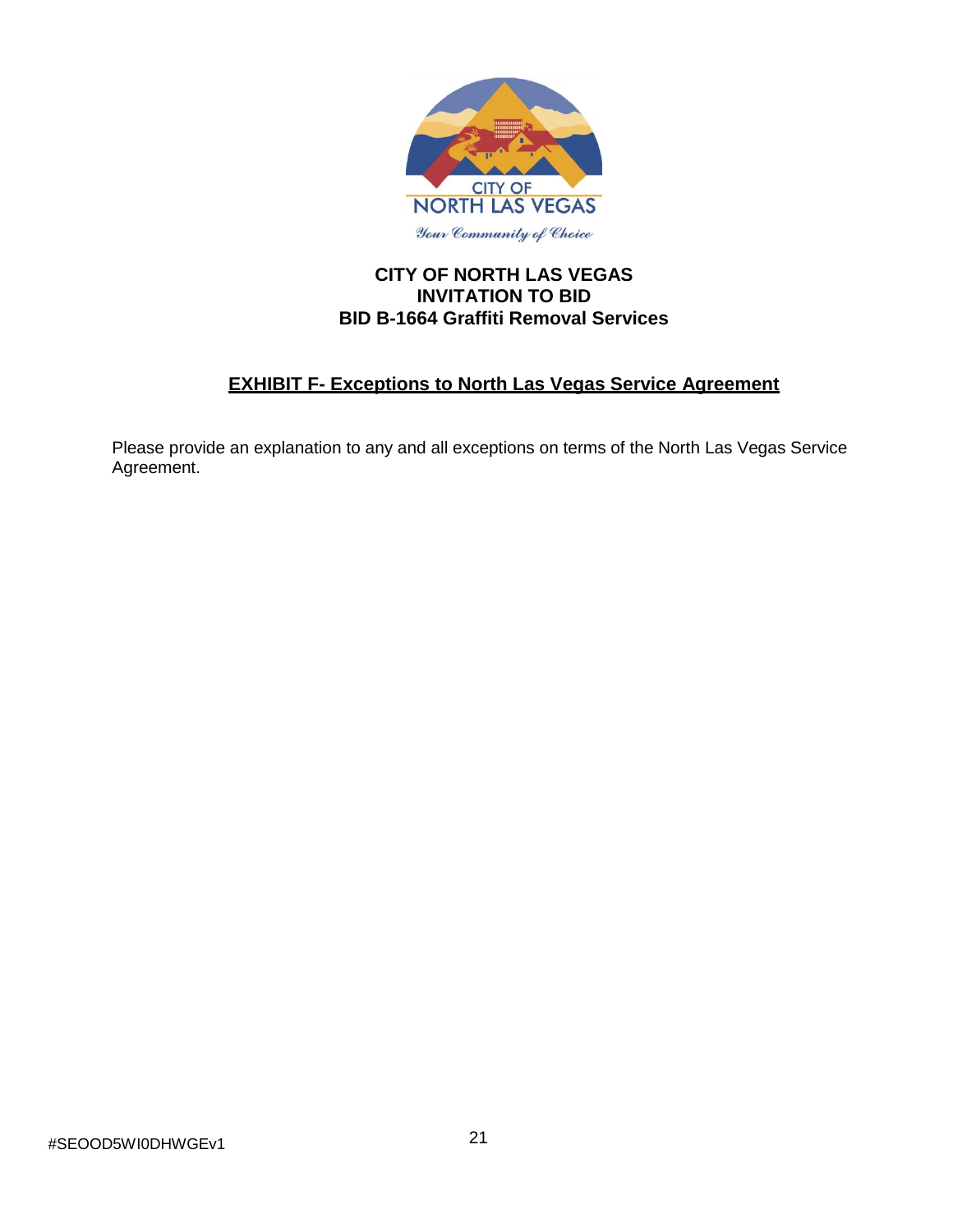**CITY OF NORTH LAS VEGAS**
**INVITATION TO BID**
**BID B-1664 Graffiti Removal Services**

## EXHIBIT F- Exceptions to North Las Vegas Service Agreement

Please provide an explanation to any and all exceptions on terms of the North Las Vegas Service Agreement.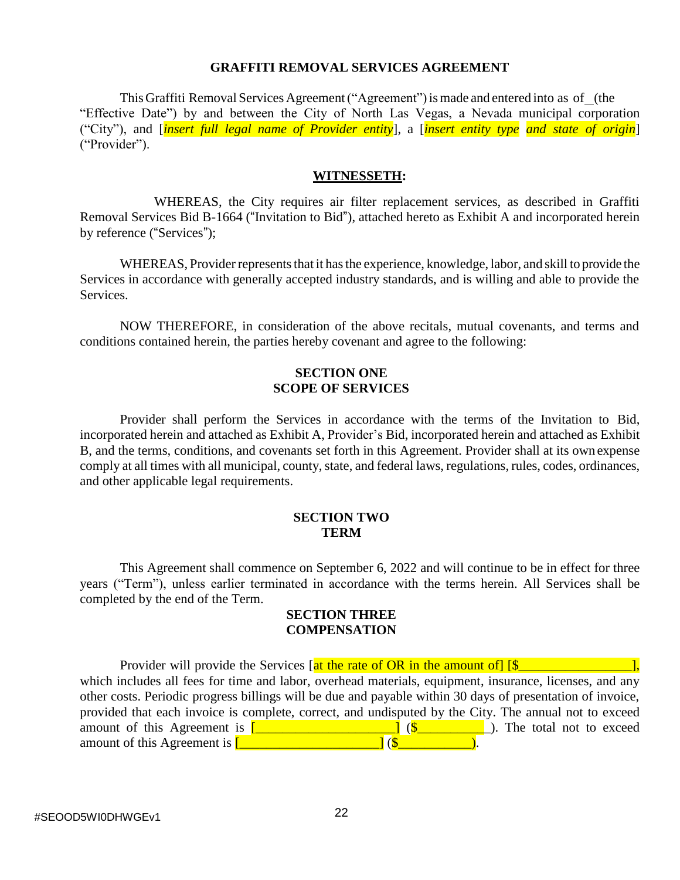# GRAFFITI REMOVAL SERVICES AGREEMENT

This Graffiti Removal Services Agreement ("Agreement") is made and entered into as of _(the "Effective Date") by and between the City of North Las Vegas, a Nevada municipal corporation ("City"), and [*insert full legal name of Provider entity*], a [*insert entity type and state of origin*] ("Provider").

## WITNESSETH:

WHEREAS, the City requires air filter replacement services, as described in Graffiti Removal Services Bid B-1664 ("Invitation to Bid"), attached hereto as Exhibit A and incorporated herein by reference ("Services");

WHEREAS, Provider represents that it has the experience, knowledge, labor, and skill to provide the Services in accordance with generally accepted industry standards, and is willing and able to provide the Services.

NOW THEREFORE, in consideration of the above recitals, mutual covenants, and terms and conditions contained herein, the parties hereby covenant and agree to the following:

## SECTION ONE
## SCOPE OF SERVICES

Provider shall perform the Services in accordance with the terms of the Invitation to Bid, incorporated herein and attached as Exhibit A, Provider's Bid, incorporated herein and attached as Exhibit B, and the terms, conditions, and covenants set forth in this Agreement. Provider shall at its own expense comply at all times with all municipal, county, state, and federal laws, regulations, rules, codes, ordinances, and other applicable legal requirements.

## SECTION TWO
## TERM

This Agreement shall commence on September 6, 2022 and will continue to be in effect for three years ("Term"), unless earlier terminated in accordance with the terms herein. All Services shall be completed by the end of the Term.

## SECTION THREE
## COMPENSATION

Provider will provide the Services [at the rate of OR in the amount of] [$________________], which includes all fees for time and labor, overhead materials, equipment, insurance, licenses, and any other costs. Periodic progress billings will be due and payable within 30 days of presentation of invoice, provided that each invoice is complete, correct, and undisputed by the City. The annual not to exceed amount of this Agreement is [_____________________] ($__________). The total not to exceed amount of this Agreement is [_____________________] ($__________).

#SEOOD5WI0DHWGEv1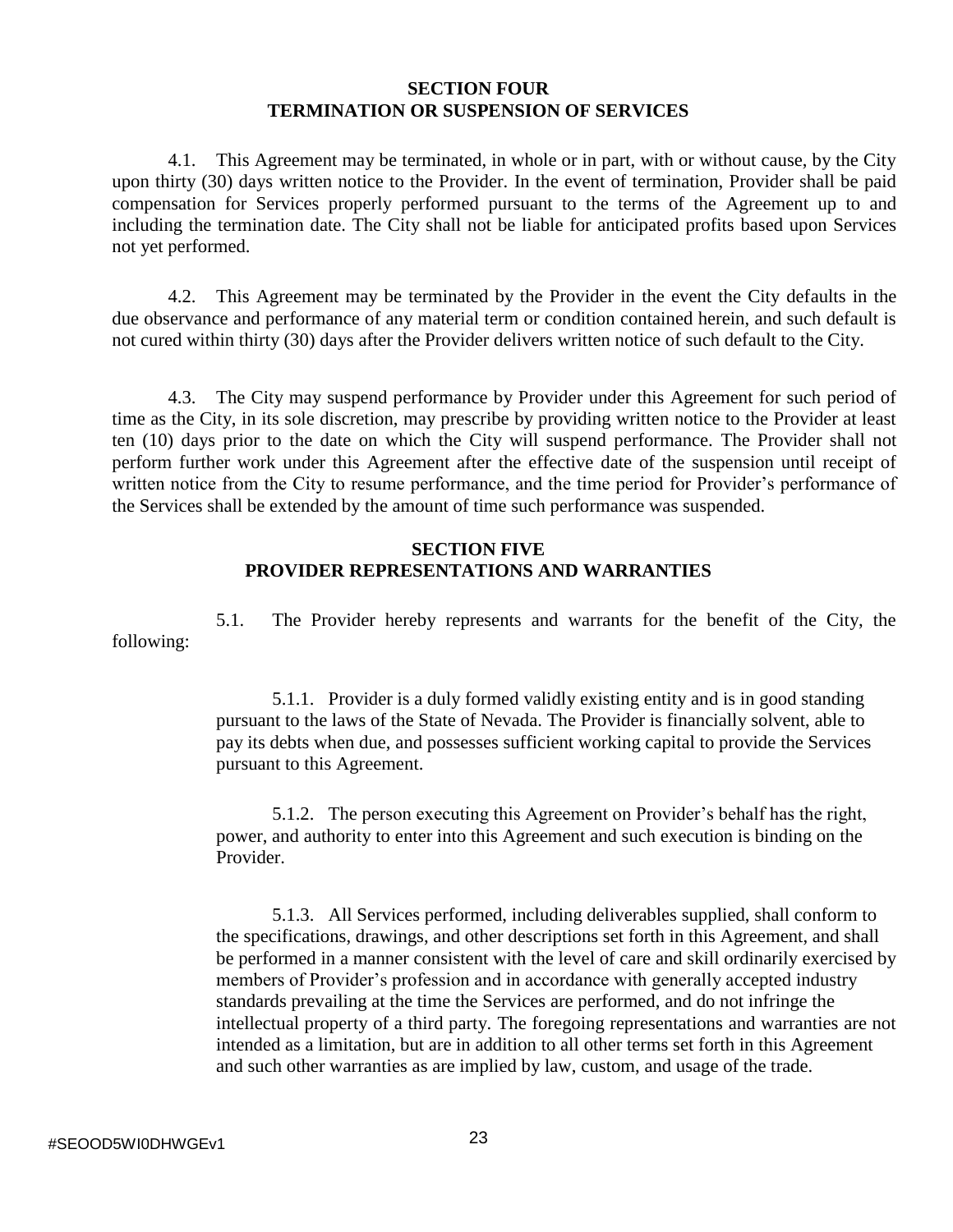## SECTION FOUR
## TERMINATION OR SUSPENSION OF SERVICES

4.1. This Agreement may be terminated, in whole or in part, with or without cause, by the City upon thirty (30) days written notice to the Provider. In the event of termination, Provider shall be paid compensation for Services properly performed pursuant to the terms of the Agreement up to and including the termination date. The City shall not be liable for anticipated profits based upon Services not yet performed.

4.2. This Agreement may be terminated by the Provider in the event the City defaults in the due observance and performance of any material term or condition contained herein, and such default is not cured within thirty (30) days after the Provider delivers written notice of such default to the City.

4.3. The City may suspend performance by Provider under this Agreement for such period of time as the City, in its sole discretion, may prescribe by providing written notice to the Provider at least ten (10) days prior to the date on which the City will suspend performance. The Provider shall not perform further work under this Agreement after the effective date of the suspension until receipt of written notice from the City to resume performance, and the time period for Provider's performance of the Services shall be extended by the amount of time such performance was suspended.

## SECTION FIVE
## PROVIDER REPRESENTATIONS AND WARRANTIES

5.1. The Provider hereby represents and warrants for the benefit of the City, the following:

5.1.1. Provider is a duly formed validly existing entity and is in good standing pursuant to the laws of the State of Nevada. The Provider is financially solvent, able to pay its debts when due, and possesses sufficient working capital to provide the Services pursuant to this Agreement.

5.1.2. The person executing this Agreement on Provider's behalf has the right, power, and authority to enter into this Agreement and such execution is binding on the Provider.

5.1.3. All Services performed, including deliverables supplied, shall conform to the specifications, drawings, and other descriptions set forth in this Agreement, and shall be performed in a manner consistent with the level of care and skill ordinarily exercised by members of Provider's profession and in accordance with generally accepted industry standards prevailing at the time the Services are performed, and do not infringe the intellectual property of a third party. The foregoing representations and warranties are not intended as a limitation, but are in addition to all other terms set forth in this Agreement and such other warranties as are implied by law, custom, and usage of the trade.

#SEOOD5WI0DHWGEv1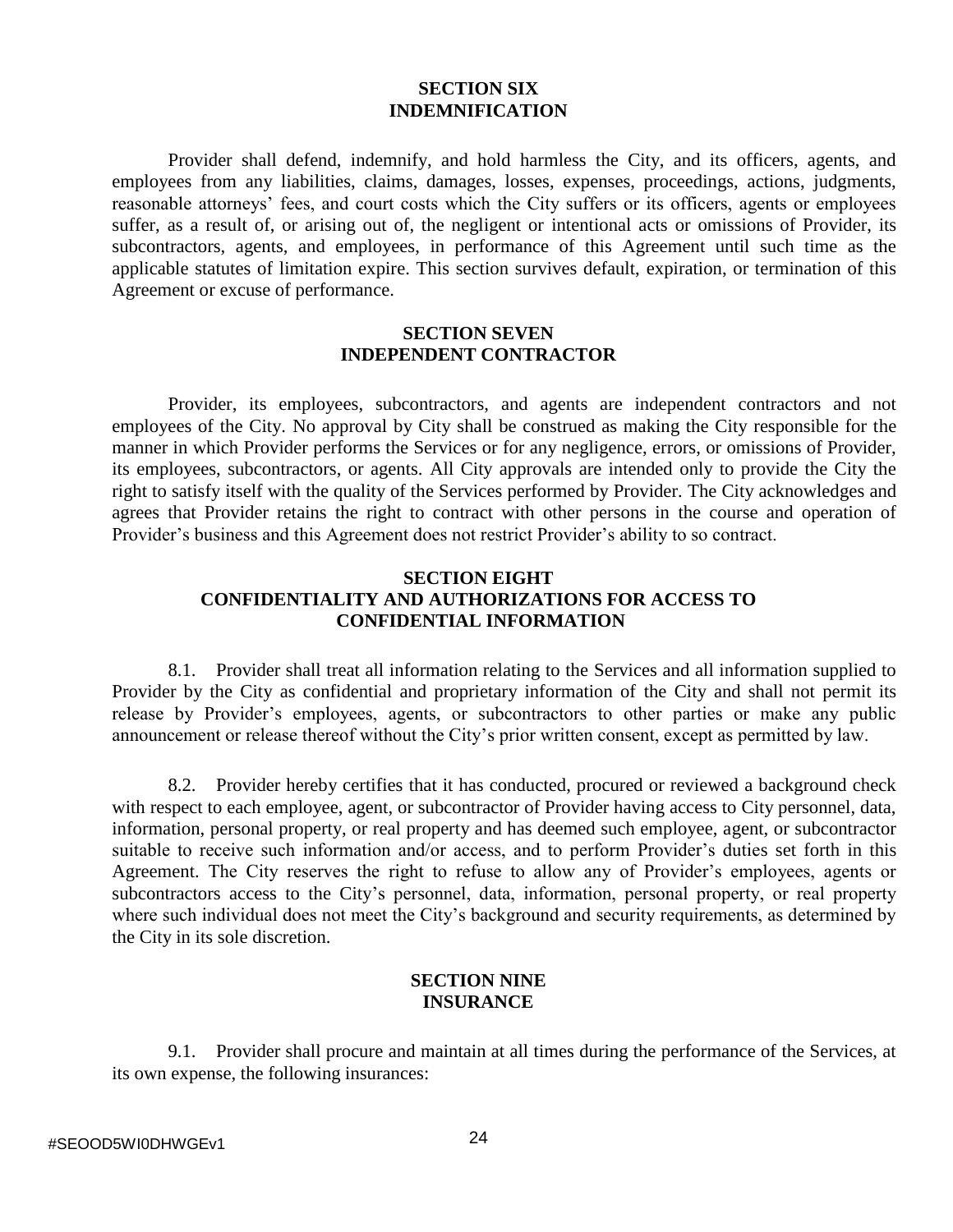## SECTION SIX
## INDEMNIFICATION

Provider shall defend, indemnify, and hold harmless the City, and its officers, agents, and employees from any liabilities, claims, damages, losses, expenses, proceedings, actions, judgments, reasonable attorneys' fees, and court costs which the City suffers or its officers, agents or employees suffer, as a result of, or arising out of, the negligent or intentional acts or omissions of Provider, its subcontractors, agents, and employees, in performance of this Agreement until such time as the applicable statutes of limitation expire. This section survives default, expiration, or termination of this Agreement or excuse of performance.

## SECTION SEVEN
## INDEPENDENT CONTRACTOR

Provider, its employees, subcontractors, and agents are independent contractors and not employees of the City. No approval by City shall be construed as making the City responsible for the manner in which Provider performs the Services or for any negligence, errors, or omissions of Provider, its employees, subcontractors, or agents. All City approvals are intended only to provide the City the right to satisfy itself with the quality of the Services performed by Provider. The City acknowledges and agrees that Provider retains the right to contract with other persons in the course and operation of Provider's business and this Agreement does not restrict Provider's ability to so contract.

## SECTION EIGHT
## CONFIDENTIALITY AND AUTHORIZATIONS FOR ACCESS TO CONFIDENTIAL INFORMATION

8.1. Provider shall treat all information relating to the Services and all information supplied to Provider by the City as confidential and proprietary information of the City and shall not permit its release by Provider's employees, agents, or subcontractors to other parties or make any public announcement or release thereof without the City's prior written consent, except as permitted by law.

8.2. Provider hereby certifies that it has conducted, procured or reviewed a background check with respect to each employee, agent, or subcontractor of Provider having access to City personnel, data, information, personal property, or real property and has deemed such employee, agent, or subcontractor suitable to receive such information and/or access, and to perform Provider's duties set forth in this Agreement. The City reserves the right to refuse to allow any of Provider's employees, agents or subcontractors access to the City's personnel, data, information, personal property, or real property where such individual does not meet the City's background and security requirements, as determined by the City in its sole discretion.

## SECTION NINE
## INSURANCE

9.1. Provider shall procure and maintain at all times during the performance of the Services, at its own expense, the following insurances: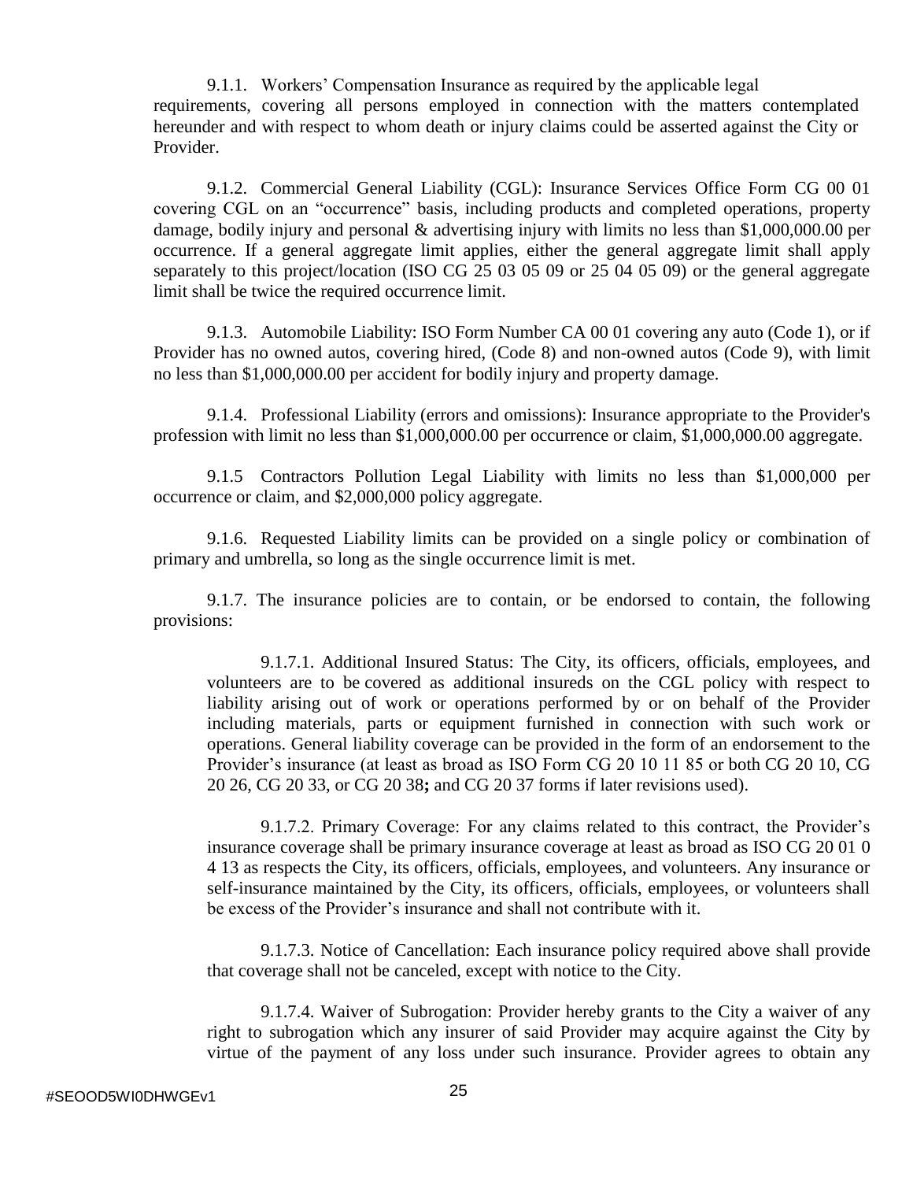9.1.1. Workers' Compensation Insurance as required by the applicable legal requirements, covering all persons employed in connection with the matters contemplated hereunder and with respect to whom death or injury claims could be asserted against the City or Provider.

9.1.2. Commercial General Liability (CGL): Insurance Services Office Form CG 00 01 covering CGL on an "occurrence" basis, including products and completed operations, property damage, bodily injury and personal & advertising injury with limits no less than $1,000,000.00 per occurrence. If a general aggregate limit applies, either the general aggregate limit shall apply separately to this project/location (ISO CG 25 03 05 09 or 25 04 05 09) or the general aggregate limit shall be twice the required occurrence limit.

9.1.3. Automobile Liability: ISO Form Number CA 00 01 covering any auto (Code 1), or if Provider has no owned autos, covering hired, (Code 8) and non-owned autos (Code 9), with limit no less than $1,000,000.00 per accident for bodily injury and property damage.

9.1.4. Professional Liability (errors and omissions): Insurance appropriate to the Provider's profession with limit no less than $1,000,000.00 per occurrence or claim, $1,000,000.00 aggregate.

9.1.5 Contractors Pollution Legal Liability with limits no less than $1,000,000 per occurrence or claim, and $2,000,000 policy aggregate.

9.1.6. Requested Liability limits can be provided on a single policy or combination of primary and umbrella, so long as the single occurrence limit is met.

9.1.7. The insurance policies are to contain, or be endorsed to contain, the following provisions:

9.1.7.1. Additional Insured Status: The City, its officers, officials, employees, and volunteers are to be covered as additional insureds on the CGL policy with respect to liability arising out of work or operations performed by or on behalf of the Provider including materials, parts or equipment furnished in connection with such work or operations. General liability coverage can be provided in the form of an endorsement to the Provider's insurance (at least as broad as ISO Form CG 20 10 11 85 or both CG 20 10, CG 20 26, CG 20 33, or CG 20 38**;** and CG 20 37 forms if later revisions used).

9.1.7.2. Primary Coverage: For any claims related to this contract, the Provider's insurance coverage shall be primary insurance coverage at least as broad as ISO CG 20 01 0 4 13 as respects the City, its officers, officials, employees, and volunteers. Any insurance or self-insurance maintained by the City, its officers, officials, employees, or volunteers shall be excess of the Provider's insurance and shall not contribute with it.

9.1.7.3. Notice of Cancellation: Each insurance policy required above shall provide that coverage shall not be canceled, except with notice to the City.

9.1.7.4. Waiver of Subrogation: Provider hereby grants to the City a waiver of any right to subrogation which any insurer of said Provider may acquire against the City by virtue of the payment of any loss under such insurance. Provider agrees to obtain any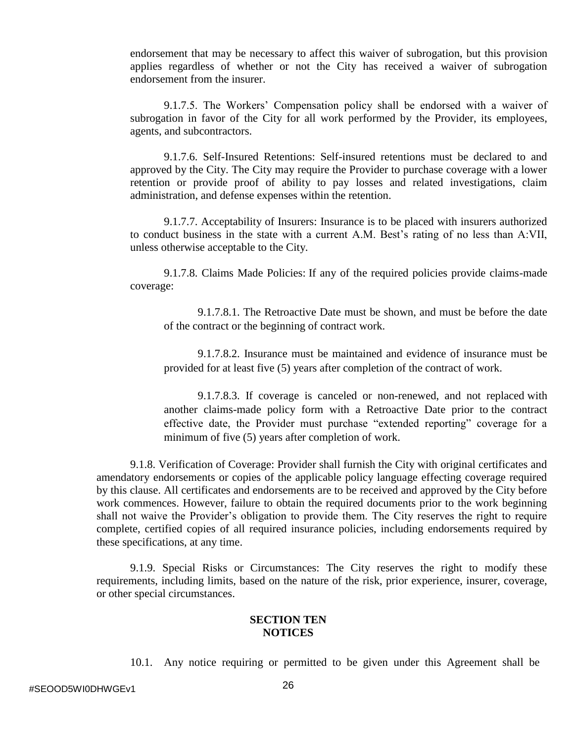endorsement that may be necessary to affect this waiver of subrogation, but this provision applies regardless of whether or not the City has received a waiver of subrogation endorsement from the insurer.

9.1.7.5. The Workers' Compensation policy shall be endorsed with a waiver of subrogation in favor of the City for all work performed by the Provider, its employees, agents, and subcontractors.

9.1.7.6. Self-Insured Retentions: Self-insured retentions must be declared to and approved by the City. The City may require the Provider to purchase coverage with a lower retention or provide proof of ability to pay losses and related investigations, claim administration, and defense expenses within the retention.

9.1.7.7. Acceptability of Insurers: Insurance is to be placed with insurers authorized to conduct business in the state with a current A.M. Best's rating of no less than A:VII, unless otherwise acceptable to the City.

9.1.7.8. Claims Made Policies: If any of the required policies provide claims-made coverage:

9.1.7.8.1. The Retroactive Date must be shown, and must be before the date of the contract or the beginning of contract work.

9.1.7.8.2. Insurance must be maintained and evidence of insurance must be provided for at least five (5) years after completion of the contract of work.

9.1.7.8.3. If coverage is canceled or non-renewed, and not replaced with another claims-made policy form with a Retroactive Date prior to the contract effective date, the Provider must purchase "extended reporting" coverage for a minimum of five (5) years after completion of work.

9.1.8. Verification of Coverage: Provider shall furnish the City with original certificates and amendatory endorsements or copies of the applicable policy language effecting coverage required by this clause. All certificates and endorsements are to be received and approved by the City before work commences. However, failure to obtain the required documents prior to the work beginning shall not waive the Provider's obligation to provide them. The City reserves the right to require complete, certified copies of all required insurance policies, including endorsements required by these specifications, at any time.

9.1.9. Special Risks or Circumstances: The City reserves the right to modify these requirements, including limits, based on the nature of the risk, prior experience, insurer, coverage, or other special circumstances.

## SECTION TEN
## NOTICES

10.1. Any notice requiring or permitted to be given under this Agreement shall be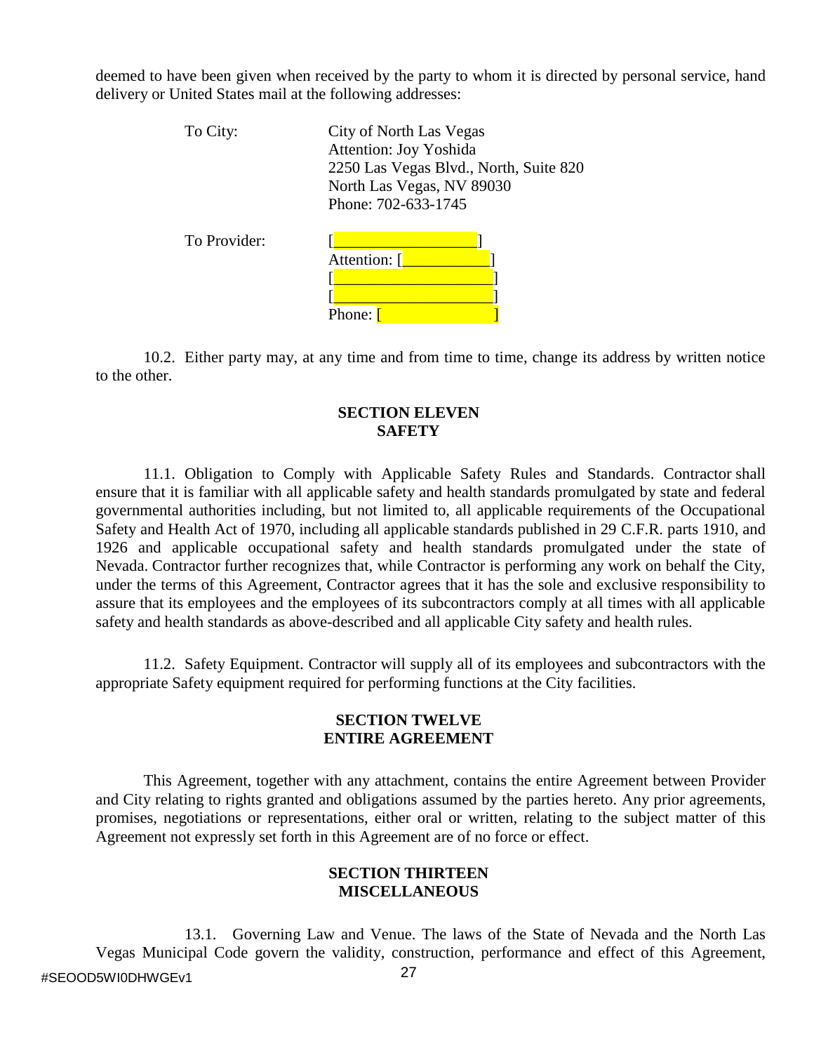deemed to have been given when received by the party to whom it is directed by personal service, hand delivery or United States mail at the following addresses:

To City: City of North Las Vegas
Attention: Joy Yoshida
2250 Las Vegas Blvd., North, Suite 820
North Las Vegas, NV 89030
Phone: 702-633-1745

To Provider: [__________________]
Attention: [___________]
[____________________]
[____________________]
Phone: [ ]

10.2. Either party may, at any time and from time to time, change its address by written notice to the other.

**SECTION ELEVEN**
**SAFETY**

11.1. Obligation to Comply with Applicable Safety Rules and Standards. Contractor shall ensure that it is familiar with all applicable safety and health standards promulgated by state and federal governmental authorities including, but not limited to, all applicable requirements of the Occupational Safety and Health Act of 1970, including all applicable standards published in 29 C.F.R. parts 1910, and 1926 and applicable occupational safety and health standards promulgated under the state of Nevada. Contractor further recognizes that, while Contractor is performing any work on behalf the City, under the terms of this Agreement, Contractor agrees that it has the sole and exclusive responsibility to assure that its employees and the employees of its subcontractors comply at all times with all applicable safety and health standards as above-described and all applicable City safety and health rules.

11.2. Safety Equipment. Contractor will supply all of its employees and subcontractors with the appropriate Safety equipment required for performing functions at the City facilities.

**SECTION TWELVE**
**ENTIRE AGREEMENT**

This Agreement, together with any attachment, contains the entire Agreement between Provider and City relating to rights granted and obligations assumed by the parties hereto. Any prior agreements, promises, negotiations or representations, either oral or written, relating to the subject matter of this Agreement not expressly set forth in this Agreement are of no force or effect.

**SECTION THIRTEEN**
**MISCELLANEOUS**

13.1. Governing Law and Venue. The laws of the State of Nevada and the North Las Vegas Municipal Code govern the validity, construction, performance and effect of this Agreement,

#SEOOD5WI0DHWGEv1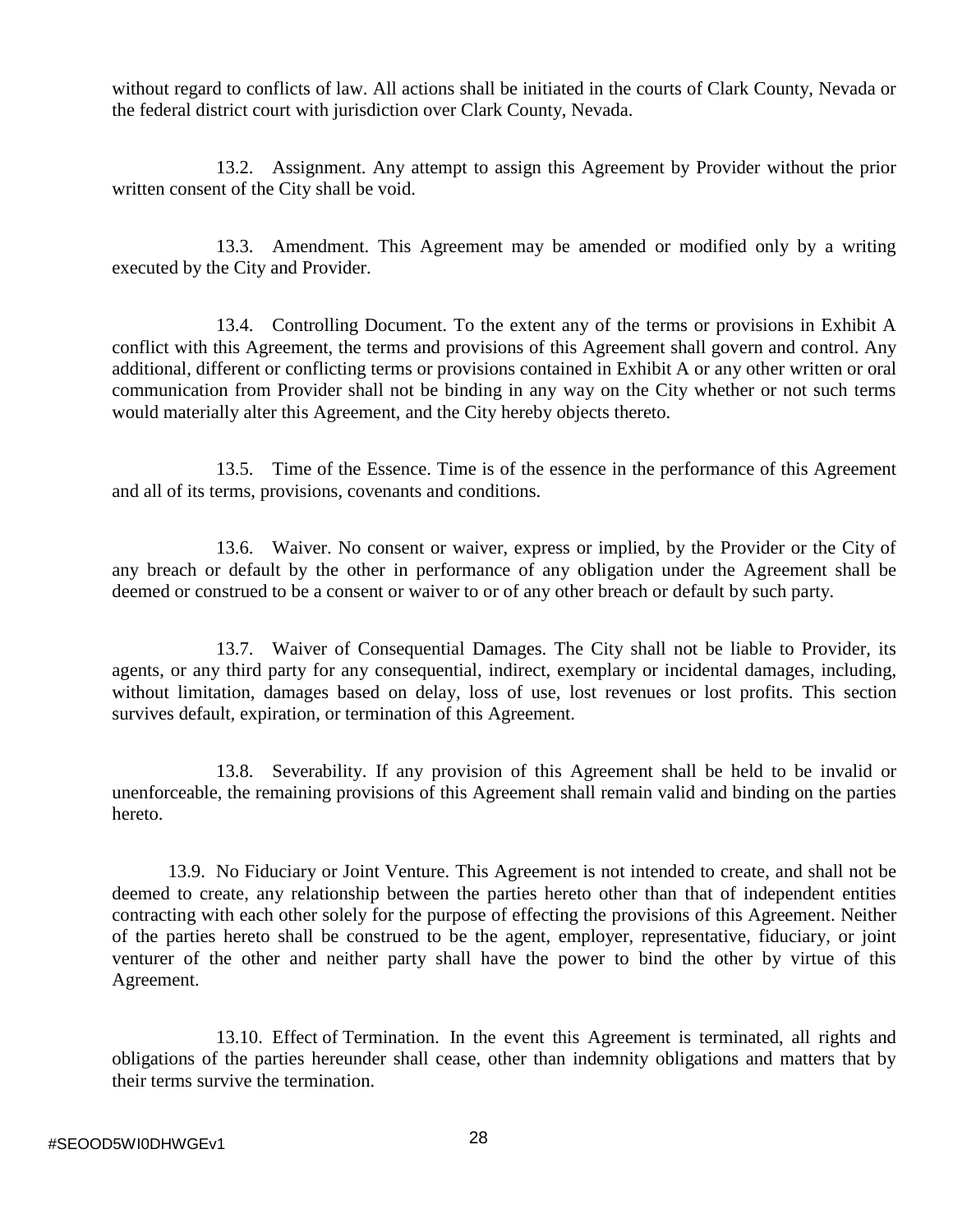without regard to conflicts of law. All actions shall be initiated in the courts of Clark County, Nevada or the federal district court with jurisdiction over Clark County, Nevada.

13.2. Assignment. Any attempt to assign this Agreement by Provider without the prior written consent of the City shall be void.

13.3. Amendment. This Agreement may be amended or modified only by a writing executed by the City and Provider.

13.4. Controlling Document. To the extent any of the terms or provisions in Exhibit A conflict with this Agreement, the terms and provisions of this Agreement shall govern and control. Any additional, different or conflicting terms or provisions contained in Exhibit A or any other written or oral communication from Provider shall not be binding in any way on the City whether or not such terms would materially alter this Agreement, and the City hereby objects thereto.

13.5. Time of the Essence. Time is of the essence in the performance of this Agreement and all of its terms, provisions, covenants and conditions.

13.6. Waiver. No consent or waiver, express or implied, by the Provider or the City of any breach or default by the other in performance of any obligation under the Agreement shall be deemed or construed to be a consent or waiver to or of any other breach or default by such party.

13.7. Waiver of Consequential Damages. The City shall not be liable to Provider, its agents, or any third party for any consequential, indirect, exemplary or incidental damages, including, without limitation, damages based on delay, loss of use, lost revenues or lost profits. This section survives default, expiration, or termination of this Agreement.

13.8. Severability. If any provision of this Agreement shall be held to be invalid or unenforceable, the remaining provisions of this Agreement shall remain valid and binding on the parties hereto.

13.9. No Fiduciary or Joint Venture. This Agreement is not intended to create, and shall not be deemed to create, any relationship between the parties hereto other than that of independent entities contracting with each other solely for the purpose of effecting the provisions of this Agreement. Neither of the parties hereto shall be construed to be the agent, employer, representative, fiduciary, or joint venturer of the other and neither party shall have the power to bind the other by virtue of this Agreement.

13.10. Effect of Termination. In the event this Agreement is terminated, all rights and obligations of the parties hereunder shall cease, other than indemnity obligations and matters that by their terms survive the termination.

#SEOOD5WI0DHWGEv1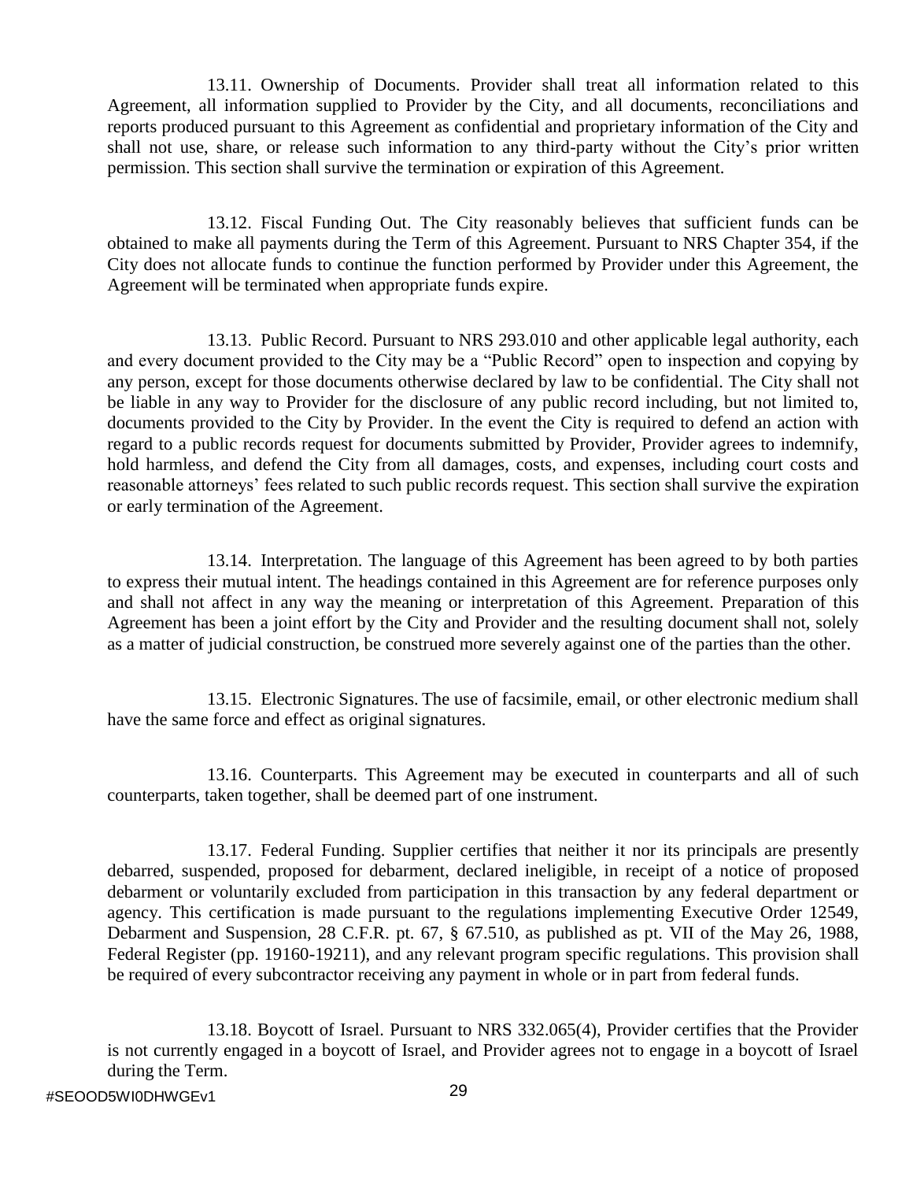13.11. Ownership of Documents. Provider shall treat all information related to this Agreement, all information supplied to Provider by the City, and all documents, reconciliations and reports produced pursuant to this Agreement as confidential and proprietary information of the City and shall not use, share, or release such information to any third-party without the City's prior written permission. This section shall survive the termination or expiration of this Agreement.

13.12. Fiscal Funding Out. The City reasonably believes that sufficient funds can be obtained to make all payments during the Term of this Agreement. Pursuant to NRS Chapter 354, if the City does not allocate funds to continue the function performed by Provider under this Agreement, the Agreement will be terminated when appropriate funds expire.

13.13. Public Record. Pursuant to NRS 293.010 and other applicable legal authority, each and every document provided to the City may be a "Public Record" open to inspection and copying by any person, except for those documents otherwise declared by law to be confidential. The City shall not be liable in any way to Provider for the disclosure of any public record including, but not limited to, documents provided to the City by Provider. In the event the City is required to defend an action with regard to a public records request for documents submitted by Provider, Provider agrees to indemnify, hold harmless, and defend the City from all damages, costs, and expenses, including court costs and reasonable attorneys' fees related to such public records request. This section shall survive the expiration or early termination of the Agreement.

13.14. Interpretation. The language of this Agreement has been agreed to by both parties to express their mutual intent. The headings contained in this Agreement are for reference purposes only and shall not affect in any way the meaning or interpretation of this Agreement. Preparation of this Agreement has been a joint effort by the City and Provider and the resulting document shall not, solely as a matter of judicial construction, be construed more severely against one of the parties than the other.

13.15. Electronic Signatures. The use of facsimile, email, or other electronic medium shall have the same force and effect as original signatures.

13.16. Counterparts. This Agreement may be executed in counterparts and all of such counterparts, taken together, shall be deemed part of one instrument.

13.17. Federal Funding. Supplier certifies that neither it nor its principals are presently debarred, suspended, proposed for debarment, declared ineligible, in receipt of a notice of proposed debarment or voluntarily excluded from participation in this transaction by any federal department or agency. This certification is made pursuant to the regulations implementing Executive Order 12549, Debarment and Suspension, 28 C.F.R. pt. 67, § 67.510, as published as pt. VII of the May 26, 1988, Federal Register (pp. 19160-19211), and any relevant program specific regulations. This provision shall be required of every subcontractor receiving any payment in whole or in part from federal funds.

13.18. Boycott of Israel. Pursuant to NRS 332.065(4), Provider certifies that the Provider is not currently engaged in a boycott of Israel, and Provider agrees not to engage in a boycott of Israel during the Term.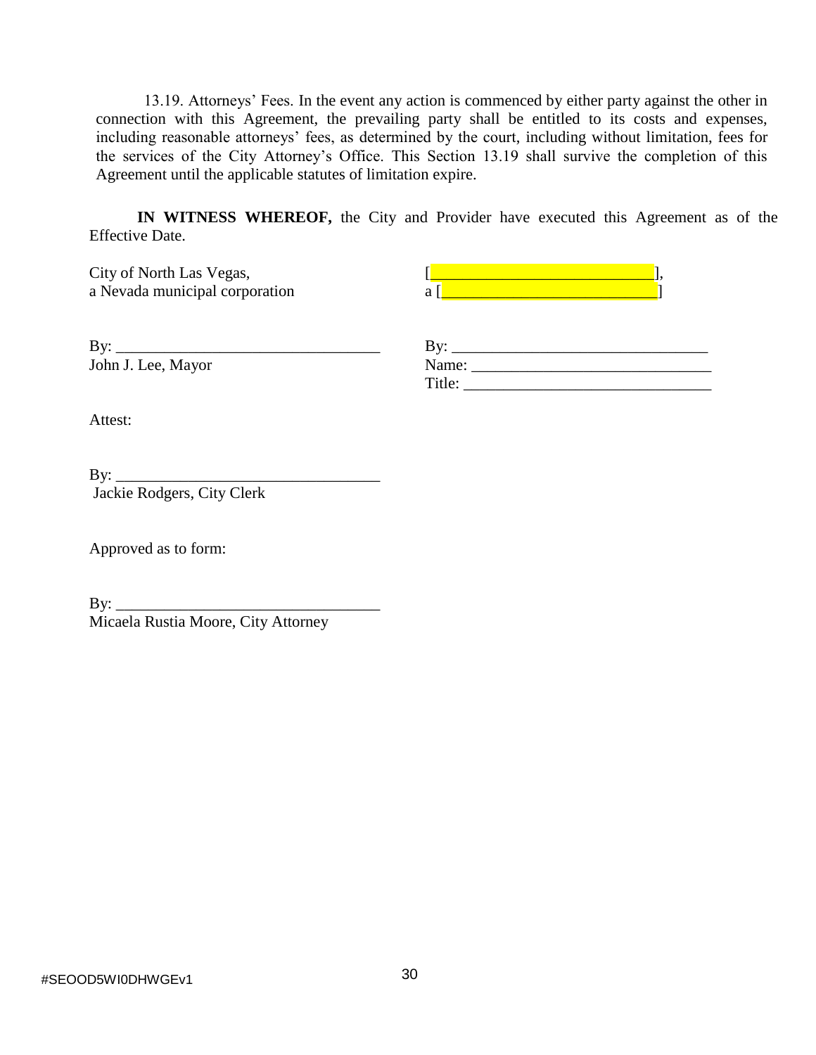13.19. Attorneys' Fees. In the event any action is commenced by either party against the other in connection with this Agreement, the prevailing party shall be entitled to its costs and expenses, including reasonable attorneys' fees, as determined by the court, including without limitation, fees for the services of the City Attorney's Office. This Section 13.19 shall survive the completion of this Agreement until the applicable statutes of limitation expire.

**IN WITNESS WHEREOF,** the City and Provider have executed this Agreement as of the Effective Date.

| City of North Las Vegas, a Nevada municipal corporation | [___________________________], a [___________________________] |
|---|---|
| By: _________________________________ John J. Lee, Mayor | By: _______________________________ Name: _____________________________ Title: ______________________________ |

Attest:

By: _________________________________
Jackie Rodgers, City Clerk

Approved as to form:

By: _________________________________
Micaela Rustia Moore, City Attorney

#SEOOD5WI0DHWGEv1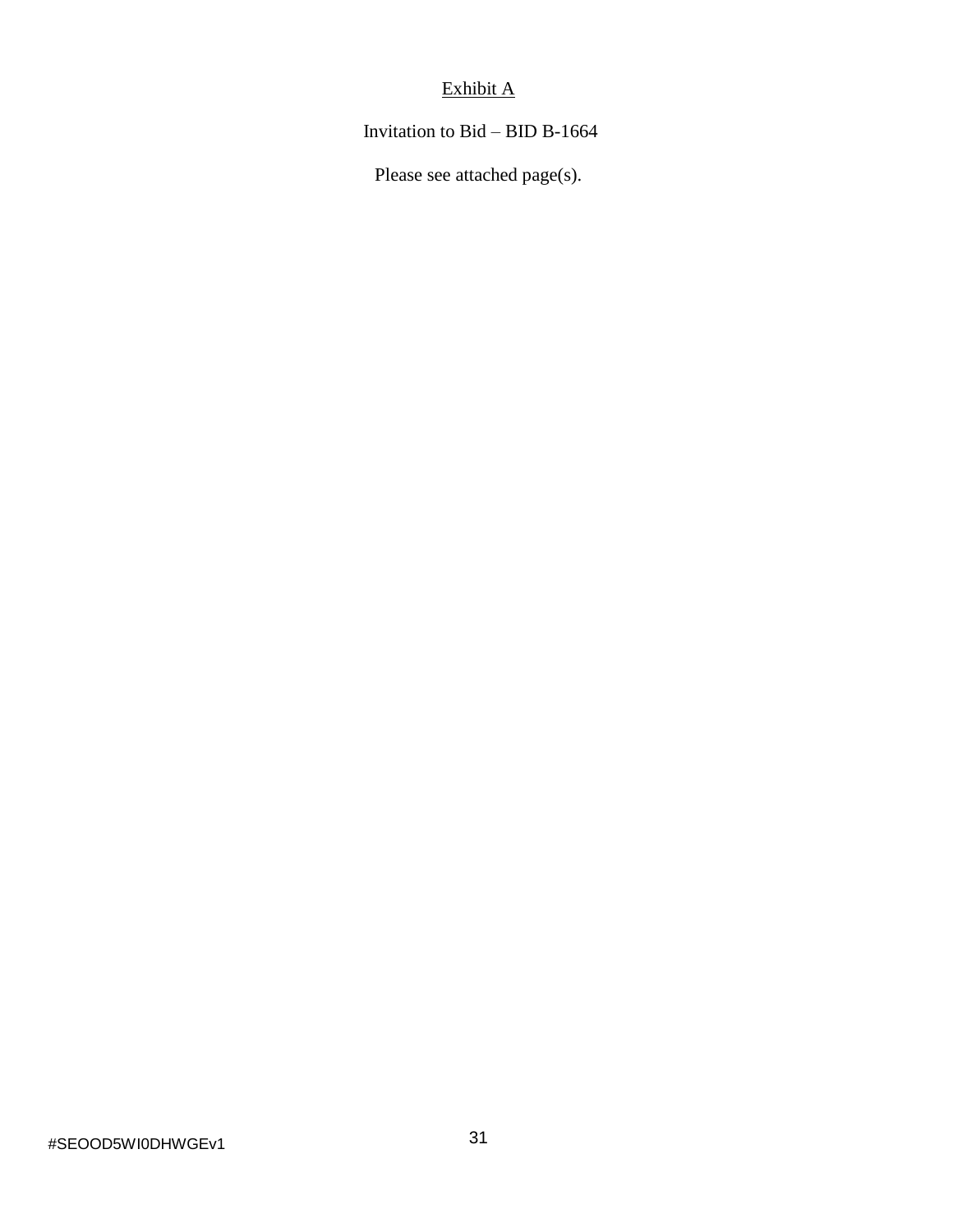<u>Exhibit A</u>

Invitation to Bid – BID B-1664

Please see attached page(s).

#SEOOD5WI0DHWGEv1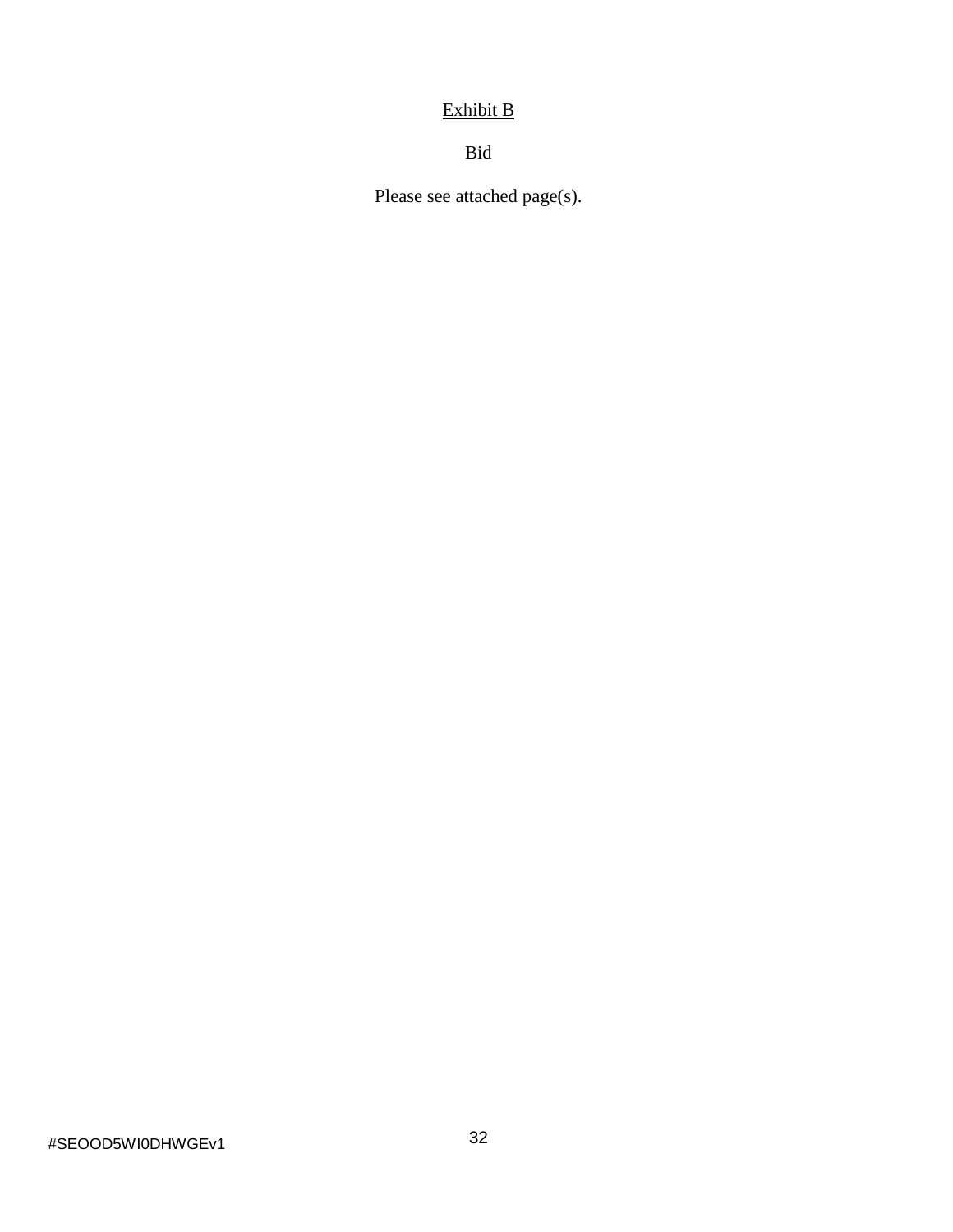<u>Exhibit B</u>

Bid

Please see attached page(s).

#SEOOD5WI0DHWGEv1